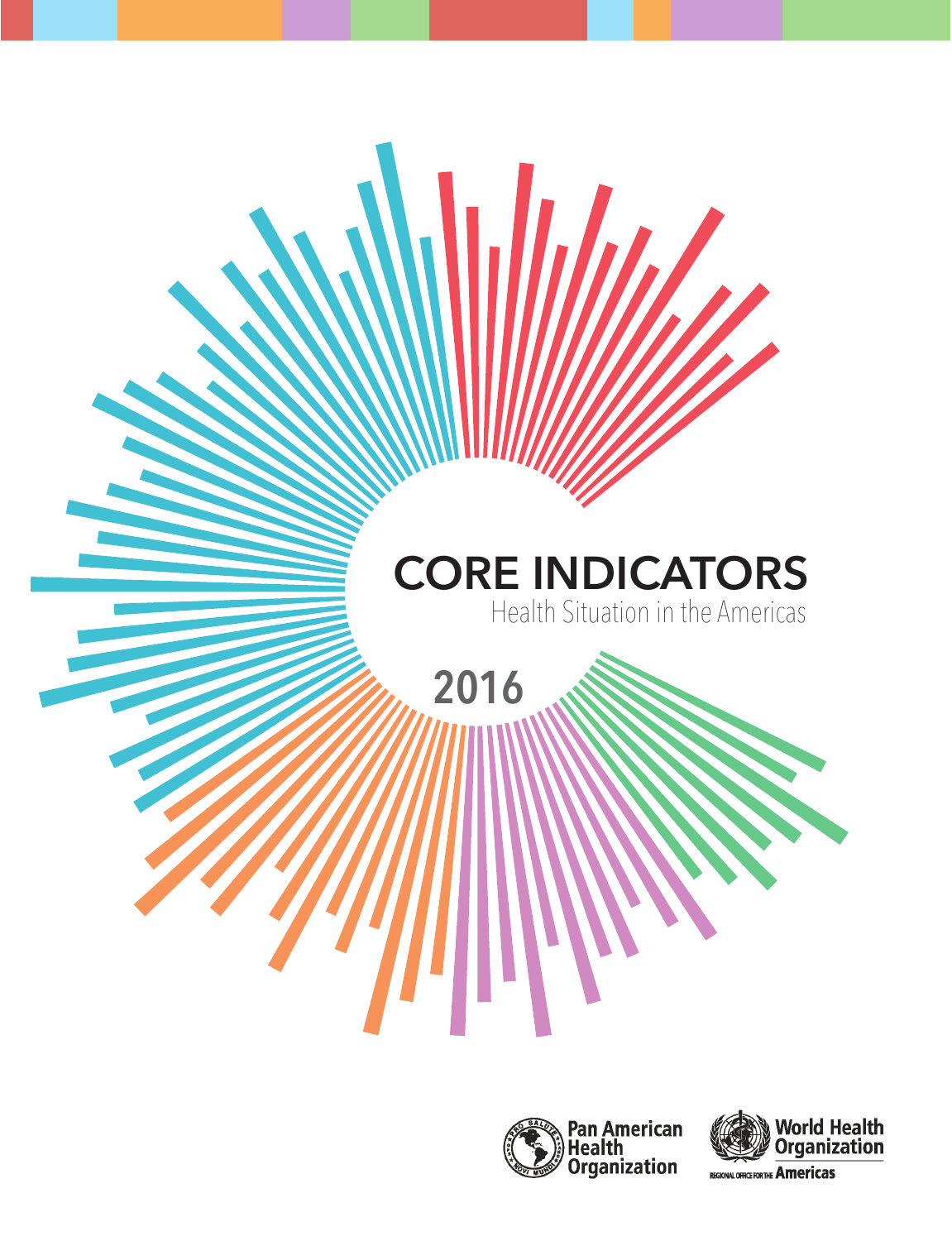# CORE INDICATORS

Health Situation in the Americas

2016

Pan American Health Organization

World Health Organization

REGIONAL OFFICE FOR THE Americas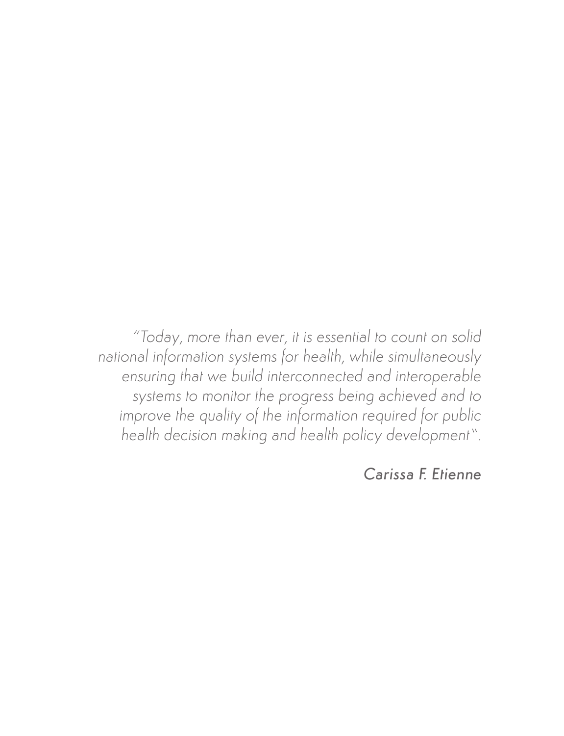*"Today, more than ever, it is essential to count on solid national information systems for health, while simultaneously ensuring that we build interconnected and interoperable systems to monitor the progress being achieved and to improve the quality of the information required for public health decision making and health policy development".*

**Carissa F. Etienne**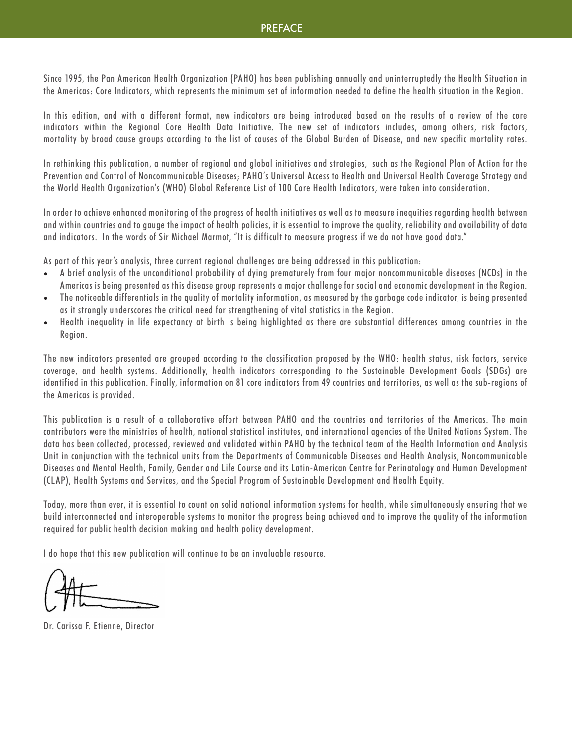# PREFACE

Since 1995, the Pan American Health Organization (PAHO) has been publishing annually and uninterruptedly the Health Situation in the Americas: Core Indicators, which represents the minimum set of information needed to define the health situation in the Region.

In this edition, and with a different format, new indicators are being introduced based on the results of a review of the core indicators within the Regional Core Health Data Initiative. The new set of indicators includes, among others, risk factors, mortality by broad cause groups according to the list of causes of the Global Burden of Disease, and new specific mortality rates.

In rethinking this publication, a number of regional and global initiatives and strategies, such as the Regional Plan of Action for the Prevention and Control of Noncommunicable Diseases; PAHO's Universal Access to Health and Universal Health Coverage Strategy and the World Health Organization's (WHO) Global Reference List of 100 Core Health Indicators, were taken into consideration.

In order to achieve enhanced monitoring of the progress of health initiatives as well as to measure inequities regarding health between and within countries and to gauge the impact of health policies, it is essential to improve the quality, reliability and availability of data and indicators. In the words of Sir Michael Marmot, "It is difficult to measure progress if we do not have good data."

As part of this year's analysis, three current regional challenges are being addressed in this publication:

- A brief analysis of the unconditional probability of dying prematurely from four major noncommunicable diseases (NCDs) in the Americas is being presented as this disease group represents a major challenge for social and economic development in the Region.
- The noticeable differentials in the quality of mortality information, as measured by the garbage code indicator, is being presented as it strongly underscores the critical need for strengthening of vital statistics in the Region.
- Health inequality in life expectancy at birth is being highlighted as there are substantial differences among countries in the Region.

The new indicators presented are grouped according to the classification proposed by the WHO: health status, risk factors, service coverage, and health systems. Additionally, health indicators corresponding to the Sustainable Development Goals (SDGs) are identified in this publication. Finally, information on 81 core indicators from 49 countries and territories, as well as the sub-regions of the Americas is provided.

This publication is a result of a collaborative effort between PAHO and the countries and territories of the Americas. The main contributors were the ministries of health, national statistical institutes, and international agencies of the United Nations System. The data has been collected, processed, reviewed and validated within PAHO by the technical team of the Health Information and Analysis Unit in conjunction with the technical units from the Departments of Communicable Diseases and Health Analysis, Noncommunicable Diseases and Mental Health, Family, Gender and Life Course and its Latin-American Centre for Perinatology and Human Development (CLAP), Health Systems and Services, and the Special Program of Sustainable Development and Health Equity.

Today, more than ever, it is essential to count on solid national information systems for health, while simultaneously ensuring that we build interconnected and interoperable systems to monitor the progress being achieved and to improve the quality of the information required for public health decision making and health policy development.

I do hope that this new publication will continue to be an invaluable resource.

Dr. Carissa F. Etienne, Director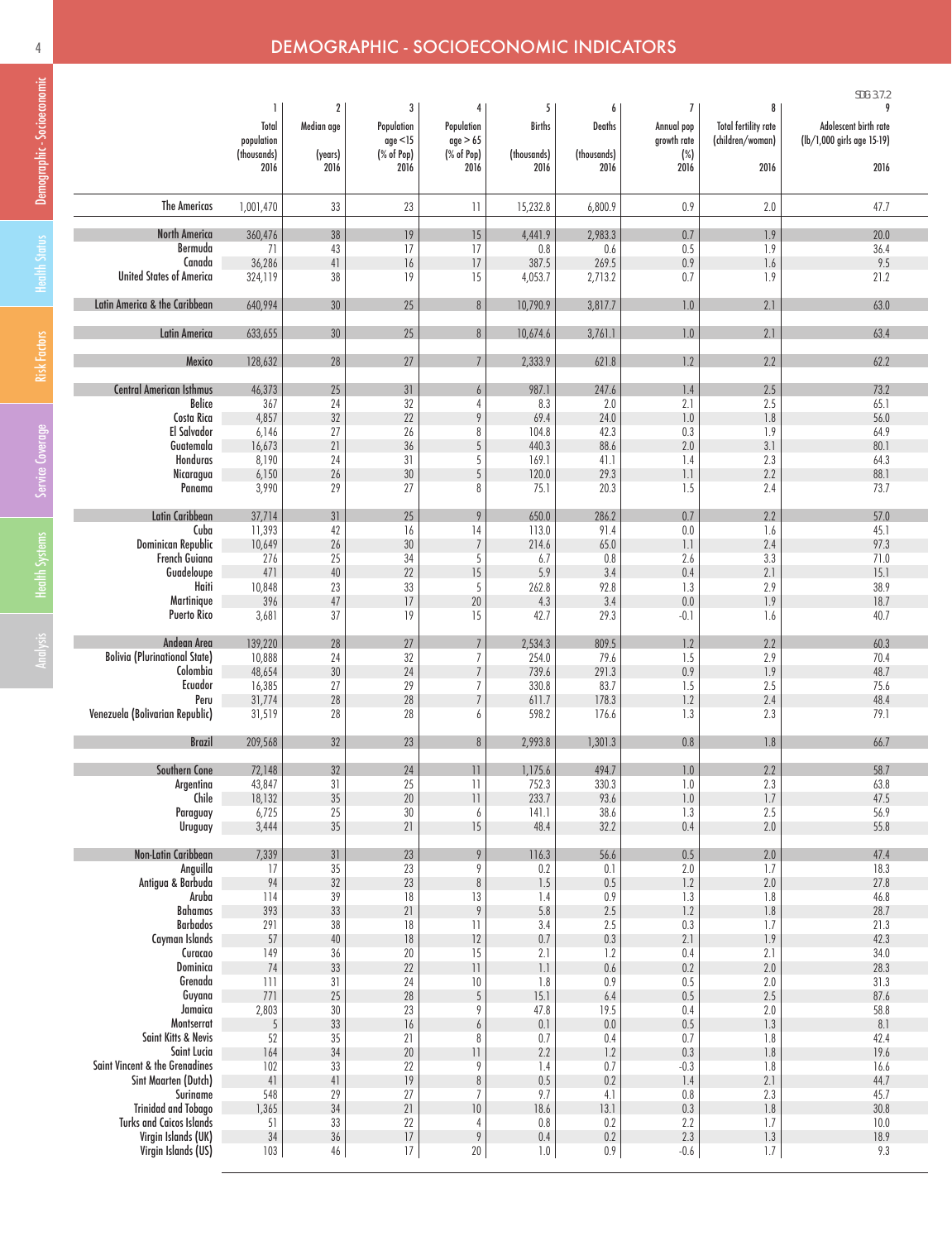# DEMOGRAPHIC - SOCIOECONOMIC INDICATORS

| | 1 | 2 | 3 | 4 | 5 | 6 | 7 | 8 | SDG 3.7.2 9 |
|---|---|---|---|---|---|---|---|---|---|
| | Total population (thousands) 2016 | Median age (years) 2016 | Population age <15 (% of Pop) 2016 | Population age > 65 (% of Pop) 2016 | Births (thousands) 2016 | Deaths (thousands) 2016 | Annual pop growth rate (%) 2016 | Total fertility rate (children/woman) 2016 | Adolescent birth rate (lb/1,000 girls age 15-19) 2016 |
| The Americas | 1,001,470 | 33 | 23 | 11 | 15,232.8 | 6,800.9 | 0.9 | 2.0 | 47.7 |
| North America | 360,476 | 38 | 19 | 15 | 4,441.9 | 2,983.3 | 0.7 | 1.9 | 20.0 |
| Bermuda | 71 | 43 | 17 | 17 | 0.8 | 0.6 | 0.5 | 1.9 | 36.4 |
| Canada | 36,286 | 41 | 16 | 17 | 387.5 | 269.5 | 0.9 | 1.6 | 9.5 |
| United States of America | 324,119 | 38 | 19 | 15 | 4,053.7 | 2,713.2 | 0.7 | 1.9 | 21.2 |
| Latin America & the Caribbean | 640,994 | 30 | 25 | 8 | 10,790.9 | 3,817.7 | 1.0 | 2.1 | 63.0 |
| Latin America | 633,655 | 30 | 25 | 8 | 10,674.6 | 3,761.1 | 1.0 | 2.1 | 63.4 |
| Mexico | 128,632 | 28 | 27 | 7 | 2,333.9 | 621.8 | 1.2 | 2.2 | 62.2 |
| Central American Isthmus | 46,373 | 25 | 31 | 6 | 987.1 | 247.6 | 1.4 | 2.5 | 73.2 |
| Belice | 367 | 24 | 32 | 4 | 8.3 | 2.0 | 2.1 | 2.5 | 65.1 |
| Costa Rica | 4,857 | 32 | 22 | 9 | 69.4 | 24.0 | 1.0 | 1.8 | 56.0 |
| El Salvador | 6,146 | 27 | 26 | 8 | 104.8 | 42.3 | 0.3 | 1.9 | 64.9 |
| Guatemala | 16,673 | 21 | 36 | 5 | 440.3 | 88.6 | 2.0 | 3.1 | 80.1 |
| Honduras | 8,190 | 24 | 31 | 5 | 169.1 | 41.1 | 1.4 | 2.3 | 64.3 |
| Nicaragua | 6,150 | 26 | 30 | 5 | 120.0 | 29.3 | 1.1 | 2.2 | 88.1 |
| Panama | 3,990 | 29 | 27 | 8 | 75.1 | 20.3 | 1.5 | 2.4 | 73.7 |
| Latin Caribbean | 37,714 | 31 | 25 | 9 | 650.0 | 286.2 | 0.7 | 2.2 | 57.0 |
| Cuba | 11,393 | 42 | 16 | 14 | 113.0 | 91.4 | 0.0 | 1.6 | 45.1 |
| Dominican Republic | 10,649 | 26 | 30 | 7 | 214.6 | 65.0 | 1.1 | 2.4 | 97.3 |
| French Guiana | 276 | 25 | 34 | 5 | 6.7 | 0.8 | 2.6 | 3.3 | 71.0 |
| Guadeloupe | 471 | 40 | 22 | 15 | 5.9 | 3.4 | 0.4 | 2.1 | 15.1 |
| Haiti | 10,848 | 23 | 33 | 5 | 262.8 | 92.8 | 1.3 | 2.9 | 38.9 |
| Martinique | 396 | 47 | 17 | 20 | 4.3 | 3.4 | 0.0 | 1.9 | 18.7 |
| Puerto Rico | 3,681 | 37 | 19 | 15 | 42.7 | 29.3 | -0.1 | 1.6 | 40.7 |
| Andean Area | 139,220 | 28 | 27 | 7 | 2,534.3 | 809.5 | 1.2 | 2.2 | 60.3 |
| Bolivia (Plurinational State) | 10,888 | 24 | 32 | 7 | 254.0 | 79.6 | 1.5 | 2.9 | 70.4 |
| Colombia | 48,654 | 30 | 24 | 7 | 739.6 | 291.3 | 0.9 | 1.9 | 48.7 |
| Ecuador | 16,385 | 27 | 29 | 7 | 330.8 | 83.7 | 1.5 | 2.5 | 75.6 |
| Peru | 31,774 | 28 | 28 | 7 | 611.7 | 178.3 | 1.2 | 2.4 | 48.4 |
| Venezuela (Bolivarian Republic) | 31,519 | 28 | 28 | 6 | 598.2 | 176.6 | 1.3 | 2.3 | 79.1 |
| Brazil | 209,568 | 32 | 23 | 8 | 2,993.8 | 1,301.3 | 0.8 | 1.8 | 66.7 |
| Southern Cone | 72,148 | 32 | 24 | 11 | 1,175.6 | 494.7 | 1.0 | 2.2 | 58.7 |
| Argentina | 43,847 | 31 | 25 | 11 | 752.3 | 330.3 | 1.0 | 2.3 | 63.8 |
| Chile | 18,132 | 35 | 20 | 11 | 233.7 | 93.6 | 1.0 | 1.7 | 47.5 |
| Paraguay | 6,725 | 25 | 30 | 6 | 141.1 | 38.6 | 1.3 | 2.5 | 56.9 |
| Uruguay | 3,444 | 35 | 21 | 15 | 48.4 | 32.2 | 0.4 | 2.0 | 55.8 |
| Non-Latin Caribbean | 7,339 | 31 | 23 | 9 | 116.3 | 56.6 | 0.5 | 2.0 | 47.4 |
| Anguilla | 17 | 35 | 23 | 9 | 0.2 | 0.1 | 2.0 | 1.7 | 18.3 |
| Antigua & Barbuda | 94 | 32 | 23 | 8 | 1.5 | 0.5 | 1.2 | 2.0 | 27.8 |
| Aruba | 114 | 39 | 18 | 13 | 1.4 | 0.9 | 1.3 | 1.8 | 46.8 |
| Bahamas | 393 | 33 | 21 | 9 | 5.8 | 2.5 | 1.2 | 1.8 | 28.7 |
| Barbados | 291 | 38 | 18 | 11 | 3.4 | 2.5 | 0.3 | 1.7 | 21.3 |
| Cayman Islands | 57 | 40 | 18 | 12 | 0.7 | 0.3 | 2.1 | 1.9 | 42.3 |
| Curacao | 149 | 36 | 20 | 15 | 2.1 | 1.2 | 0.4 | 2.1 | 34.0 |
| Dominica | 74 | 33 | 22 | 11 | 1.1 | 0.6 | 0.2 | 2.0 | 28.3 |
| Grenada | 111 | 31 | 24 | 10 | 1.8 | 0.9 | 0.5 | 2.0 | 31.3 |
| Guyana | 771 | 25 | 28 | 5 | 15.1 | 6.4 | 0.5 | 2.5 | 87.6 |
| Jamaica | 2,803 | 30 | 23 | 9 | 47.8 | 19.5 | 0.4 | 2.0 | 58.8 |
| Montserrat | 5 | 33 | 16 | 6 | 0.1 | 0.0 | 0.5 | 1.3 | 8.1 |
| Saint Kitts & Nevis | 52 | 35 | 21 | 8 | 0.7 | 0.4 | 0.7 | 1.8 | 42.4 |
| Saint Lucia | 164 | 34 | 20 | 11 | 2.2 | 1.2 | 0.3 | 1.8 | 19.6 |
| Saint Vincent & the Grenadines | 102 | 33 | 22 | 9 | 1.4 | 0.7 | -0.3 | 1.8 | 16.6 |
| Sint Maarten (Dutch) | 41 | 41 | 19 | 8 | 0.5 | 0.2 | 1.4 | 2.1 | 44.7 |
| Suriname | 548 | 29 | 27 | 7 | 9.7 | 4.1 | 0.8 | 2.3 | 45.7 |
| Trinidad and Tobago | 1,365 | 34 | 21 | 10 | 18.6 | 13.1 | 0.3 | 1.8 | 30.8 |
| Turks and Caicos Islands | 51 | 33 | 22 | 4 | 0.8 | 0.2 | 2.2 | 1.7 | 10.0 |
| Virgin Islands (UK) | 34 | 36 | 17 | 9 | 0.4 | 0.2 | 2.3 | 1.3 | 18.9 |
| Virgin Islands (US) | 103 | 46 | 17 | 20 | 1.0 | 0.9 | -0.6 | 1.7 | 9.3 |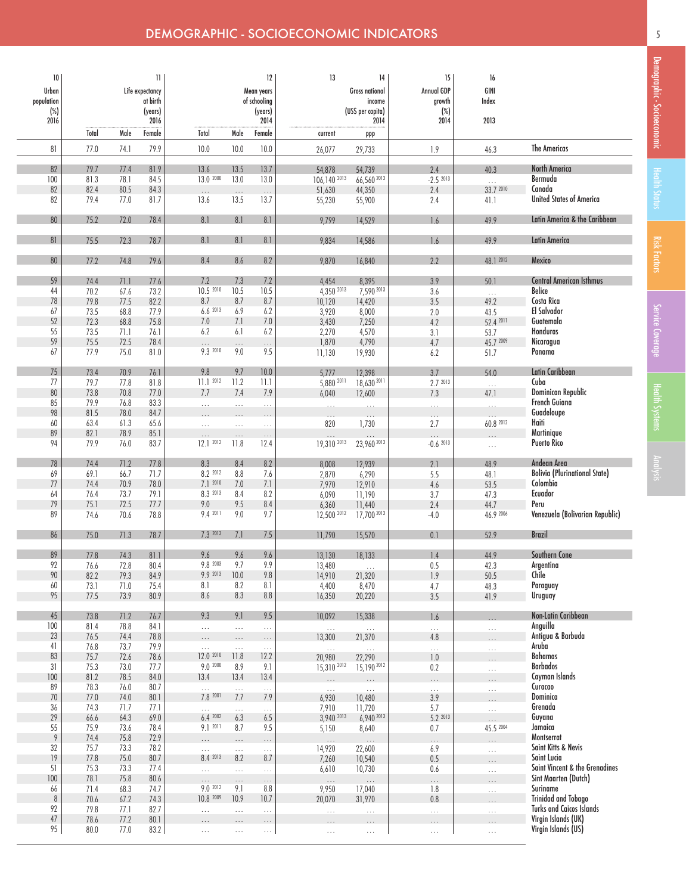# DEMOGRAPHIC - SOCIOECONOMIC INDICATORS

| 10 Urban population (%) 2016 | 11 Life expectancy at birth (years) 2016 | | | 12 Mean years of schooling (years) 2014 | | | 13 Gross national income (US$ per capita) 2014 | 14 | 15 Annual GDP growth (%) 2014 | 16 GINI Index 2013 | |
|---|---|---|---|---|---|---|---|---|---|---|---|
| | Total | Male | Female | Total | Male | Female | current | PPP | | | |
| 81 | 77.0 | 74.1 | 79.9 | 10.0 | 10.0 | 10.0 | 26,077 | 29,733 | 1.9 | 46.3 | The Americas |
| 82 | 79.7 | 77.4 | 81.9 | 13.6 | 13.5 | 13.7 | 54,878 | 54,739 | 2.4 | 40.3 | North America |
| 100 | 81.3 | 78.1 | 84.5 | 13.0 [2000] | 13.0 | 13.0 | 106,140 [2013] | 66,560 [2013] | -2.5 [2013] | ... | Bermuda |
| 82 | 82.4 | 80.5 | 84.3 | ... | ... | ... | 51,630 | 44,350 | 2.4 | 33.7 [2010] | Canada |
| 82 | 79.4 | 77.0 | 81.7 | 13.6 | 13.5 | 13.7 | 55,230 | 55,900 | 2.4 | 41.1 | United States of America |
| 80 | 75.2 | 72.0 | 78.4 | 8.1 | 8.1 | 8.1 | 9,799 | 14,529 | 1.6 | 49.9 | Latin America & the Caribbean |
| 81 | 75.5 | 72.3 | 78.7 | 8.1 | 8.1 | 8.1 | 9,834 | 14,586 | 1.6 | 49.9 | Latin America |
| 80 | 77.2 | 74.8 | 79.6 | 8.4 | 8.6 | 8.2 | 9,870 | 16,840 | 2.2 | 48.1 [2012] | Mexico |
| 59 | 74.4 | 71.1 | 77.6 | 7.2 | 7.3 | 7.2 | 4,454 | 8,395 | 3.9 | 50.1 | Central American Isthmus |
| 44 | 70.2 | 67.6 | 73.2 | 10.5 [2010] | 10.5 | 10.5 | 4,350 [2013] | 7,590 [2013] | 3.6 | ... | Belize |
| 78 | 79.8 | 77.5 | 82.2 | 8.7 | 8.7 | 8.7 | 10,120 | 14,420 | 3.5 | 49.2 | Costa Rica |
| 67 | 73.5 | 68.8 | 77.9 | 6.6 [2013] | 6.9 | 6.2 | 3,920 | 8,000 | 2.0 | 43.5 | El Salvador |
| 52 | 72.3 | 68.8 | 75.8 | 7.0 | 7.1 | 7.0 | 3,430 | 7,250 | 4.2 | 52.4 [2011] | Guatemala |
| 55 | 73.5 | 71.1 | 76.1 | 6.2 | 6.1 | 6.2 | 2,270 | 4,570 | 3.1 | 53.7 | Honduras |
| 59 | 75.5 | 72.5 | 78.4 | ... | ... | ... | 1,870 | 4,790 | 4.7 | 45.7 [2009] | Nicaragua |
| 67 | 77.9 | 75.0 | 81.0 | 9.3 [2010] | 9.0 | 9.5 | 11,130 | 19,930 | 6.2 | 51.7 | Panama |
| 75 | 73.4 | 70.9 | 76.1 | 9.8 | 9.7 | 10.0 | 5,777 | 12,398 | 3.7 | 54.0 | Latin Caribbean |
| 77 | 79.7 | 77.8 | 81.8 | 11.1 [2012] | 11.2 | 11.1 | 5,880 [2011] | 18,630 [2011] | 2.7 [2013] | ... | Cuba |
| 80 | 73.8 | 70.8 | 77.0 | 7.7 | 7.4 | 7.9 | 6,040 | 12,600 | 7.3 | 47.1 | Dominican Republic |
| 85 | 79.9 | 76.8 | 83.3 | ... | ... | ... | ... | ... | ... | ... | French Guiana |
| 98 | 81.5 | 78.0 | 84.7 | ... | ... | ... | ... | ... | ... | ... | Guadeloupe |
| 60 | 63.4 | 61.3 | 65.6 | ... | ... | ... | 820 | 1,730 | 2.7 | 60.8 [2012] | Haiti |
| 89 | 82.1 | 78.9 | 85.1 | ... | ... | ... | ... | ... | ... | ... | Martinique |
| 94 | 79.9 | 76.0 | 83.7 | 12.1 [2012] | 11.8 | 12.4 | 19,310 [2013] | 23,960 [2013] | -0.6 [2013] | ... | Puerto Rico |
| 78 | 74.4 | 71.2 | 77.8 | 8.3 | 8.4 | 8.2 | 8,008 | 12,939 | 2.1 | 48.9 | Andean Area |
| 69 | 69.1 | 66.7 | 71.7 | 8.2 [2012] | 8.8 | 7.6 | 2,870 | 6,290 | 5.5 | 48.1 | Bolivia (Plurinational State) |
| 77 | 74.4 | 70.9 | 78.0 | 7.1 [2010] | 7.0 | 7.1 | 7,970 | 12,910 | 4.6 | 53.5 | Colombia |
| 64 | 76.4 | 73.7 | 79.1 | 8.3 [2013] | 8.4 | 8.2 | 6,090 | 11,190 | 3.7 | 47.3 | Ecuador |
| 79 | 75.1 | 72.5 | 77.7 | 9.0 | 9.5 | 8.4 | 6,360 | 11,440 | 2.4 | 44.7 | Peru |
| 89 | 74.6 | 70.6 | 78.8 | 9.4 [2011] | 9.0 | 9.7 | 12,500 [2012] | 17,700 [2013] | -4.0 | 46.9 [2006] | Venezuela (Bolivarian Republic) |
| 86 | 75.0 | 71.3 | 78.7 | 7.3 [2013] | 7.1 | 7.5 | 11,790 | 15,570 | 0.1 | 52.9 | Brazil |
| 89 | 77.8 | 74.3 | 81.1 | 9.6 | 9.6 | 9.6 | 13,130 | 18,133 | 1.4 | 44.9 | Southern Cone |
| 92 | 76.6 | 72.8 | 80.4 | 9.8 [2003] | 9.7 | 9.9 | 13,480 | ... | 0.5 | 42.3 | Argentina |
| 90 | 82.2 | 79.3 | 84.9 | 9.9 [2013] | 10.0 | 9.8 | 14,910 | 21,320 | 1.9 | 50.5 | Chile |
| 60 | 73.1 | 71.0 | 75.4 | 8.1 | 8.2 | 8.1 | 4,400 | 8,470 | 4.7 | 48.3 | Paraguay |
| 95 | 77.5 | 73.9 | 80.9 | 8.6 | 8.3 | 8.8 | 16,350 | 20,220 | 3.5 | 41.9 | Uruguay |
| 45 | 73.8 | 71.2 | 76.7 | 9.3 | 9.1 | 9.5 | 10,092 | 15,338 | 1.6 | ... | Non-Latin Caribbean |
| 100 | 81.4 | 78.8 | 84.1 | ... | ... | ... | ... | ... | ... | ... | Anguilla |
| 23 | 76.5 | 74.4 | 78.8 | ... | ... | ... | 13,300 | 21,370 | 4.8 | ... | Antigua & Barbuda |
| 41 | 76.8 | 73.7 | 79.9 | ... | ... | ... | ... | ... | ... | ... | Aruba |
| 83 | 75.7 | 72.6 | 78.6 | 12.0 [2010] | 11.8 | 12.2 | 20,980 | 22,290 | 1.0 | ... | Bahamas |
| 31 | 75.3 | 73.0 | 77.7 | 9.0 [2000] | 8.9 | 9.1 | 15,310 [2012] | 15,190 [2012] | 0.2 | ... | Barbados |
| 100 | 81.2 | 78.5 | 84.0 | 13.4 | 13.4 | 13.4 | ... | ... | ... | ... | Cayman Islands |
| 89 | 78.3 | 76.0 | 80.7 | ... | ... | ... | ... | ... | ... | ... | Curacao |
| 70 | 77.0 | 74.0 | 80.1 | 7.8 [2001] | 7.7 | 7.9 | 6,930 | 10,480 | 3.9 | ... | Dominica |
| 36 | 74.3 | 71.7 | 77.1 | ... | ... | ... | 7,910 | 11,720 | 5.7 | ... | Grenada |
| 29 | 66.6 | 64.3 | 69.0 | 6.4 [2002] | 6.3 | 6.5 | 3,940 [2013] | 6,940 [2013] | 5.2 [2013] | ... | Guyana |
| 55 | 75.9 | 73.6 | 78.4 | 9.1 [2011] | 8.7 | 9.5 | 5,150 | 8,640 | 0.7 | 45.5 [2004] | Jamaica |
| 9 | 74.4 | 75.8 | 72.9 | ... | ... | ... | ... | ... | ... | ... | Montserrat |
| 32 | 75.7 | 73.3 | 78.2 | ... | ... | ... | 14,920 | 22,600 | 6.9 | ... | Saint Kitts & Nevis |
| 19 | 77.8 | 75.0 | 80.7 | 8.4 [2013] | 8.2 | 8.7 | 7,260 | 10,540 | 0.5 | ... | Saint Lucia |
| 51 | 75.3 | 73.3 | 77.4 | ... | ... | ... | 6,610 | 10,730 | 0.6 | ... | Saint Vincent & the Grenadines |
| 100 | 78.1 | 75.8 | 80.6 | ... | ... | ... | ... | ... | ... | ... | Sint Maarten (Dutch) |
| 66 | 71.4 | 68.3 | 74.7 | 9.0 [2012] | 9.1 | 8.8 | 9,950 | 17,040 | 1.8 | ... | Suriname |
| 8 | 70.6 | 67.2 | 74.3 | 10.8 [2009] | 10.9 | 10.7 | 20,070 | 31,970 | 0.8 | ... | Trinidad and Tobago |
| 92 | 79.8 | 77.1 | 82.7 | ... | ... | ... | ... | ... | ... | ... | Turks and Caicos Islands |
| 47 | 78.6 | 77.2 | 80.1 | ... | ... | ... | ... | ... | ... | ... | Virgin Islands (UK) |
| 95 | 80.0 | 77.0 | 83.2 | ... | ... | ... | ... | ... | ... | ... | Virgin Islands (US) |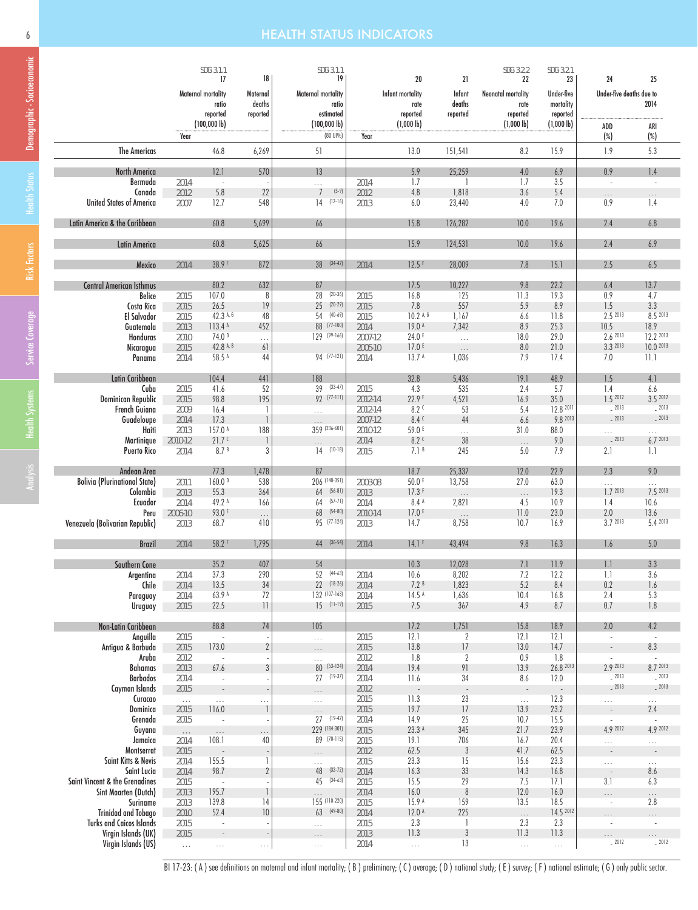# HEALTH STATUS INDICATORS

| | | SDG 3.1.1 | | SDG 3.1.1 | | | | SDG 3.2.2 | SDG 3.2.1 | | |
|---|---|---|---|---|---|---|---|---|---|---|---|
| | | 17 | 18 | 19 | | 20 | 21 | 22 | 23 | 24 | 25 |
| | Year | Maternal mortality ratio reported (100,000 lb) | Maternal deaths reported | Maternal mortality ratio estimated (100,000 lb) (80 UI%) | Year | Infant mortality rate reported (1,000 lb) | Infant deaths reported | Neonatal mortality rate reported (1,000 lb) | Under-five mortality reported (1,000 lb) | Under-five deaths due to 2014: ADD (%) | Under-five deaths due to 2014: ARI (%) |
| **The Americas** | | 46.8 | 6,269 | 51 | | 13.0 | 151,541 | 8.2 | 15.9 | 1.9 | 5.3 |
| **North America** | | 12.1 | 570 | 13 | | 5.9 | 25,259 | 4.0 | 6.9 | 0.9 | 1.4 |
| Bermuda | 2014 | - | - | … | 2014 | 1.7 | 1 | 1.7 | 3.5 | - | - |
| Canada | 2012 | 5.8 | 22 | 7 (5-9) | 2012 | 4.8 | 1,818 | 3.6 | 5.4 | … | … |
| United States of America | 2007 | 12.7 | 548 | 14 (12-16) | 2013 | 6.0 | 23,440 | 4.0 | 7.0 | 0.9 | 1.4 |
| **Latin America & the Caribbean** | | 60.8 | 5,699 | 66 | | 15.8 | 126,282 | 10.0 | 19.6 | 2.4 | 6.8 |
| **Latin America** | | 60.8 | 5,625 | 66 | | 15.9 | 124,531 | 10.0 | 19.6 | 2.4 | 6.9 |
| **Mexico** | 2014 | 38.9 F | 872 | 38 (34-42) | 2014 | 12.5 F | 28,009 | 7.8 | 15.1 | 2.5 | 6.5 |
| **Central American Isthmus** | | 80.2 | 632 | 87 | | 17.5 | 10,227 | 9.8 | 22.2 | 6.4 | 13.7 |
| Belice | 2015 | 107.0 | 8 | 28 (20-36) | 2015 | 16.8 | 125 | 11.3 | 19.3 | 0.9 | 4.7 |
| Costa Rica | 2015 | 26.5 | 19 | 25 (20-29) | 2015 | 7.8 | 557 | 5.9 | 8.9 | 1.5 | 3.3 |
| El Salvador | 2015 | 42.3 A, G | 48 | 54 (40-69) | 2015 | 10.2 A, G | 1,167 | 6.6 | 11.8 | 2.5 2013 | 8.5 2013 |
| Guatemala | 2013 | 113.4 A | 452 | 88 (77-100) | 2014 | 19.0 A | 7,342 | 8.9 | 25.3 | 10.5 | 18.9 |
| Honduras | 2010 | 74.0 D | … | 129 (99-166) | 2007-12 | 24.0 E | … | 18.0 | 29.0 | 2.6 2013 | 12.2 2013 |
| Nicaragua | 2015 | 42.8 A, B | 61 | | 2005-10 | 17.0 E | … | 8.0 | 21.0 | 3.3 2013 | 10.0 2013 |
| Panama | 2014 | 58.5 A | 44 | 94 (77-121) | 2014 | 13.7 A | 1,036 | 7.9 | 17.4 | 7.0 | 11.1 |
| **Latin Caribbean** | | 104.4 | 441 | 188 | | 32.8 | 5,436 | 19.1 | 48.9 | 1.5 | 4.1 |
| Cuba | 2015 | 41.6 | 52 | 39 (33-47) | 2015 | 4.3 | 535 | 2.4 | 5.7 | 1.4 | 6.6 |
| Dominican Republic | 2015 | 98.8 | 195 | 92 (77-111) | 2012-14 | 22.9 F | 4,521 | 16.9 | 35.0 | 1.5 2012 | 3.5 2012 |
| French Guiana | 2009 | 16.4 | 1 | … | 2012-14 | 8.2 C | 53 | 5.4 | 12.8 2011 | - 2013 | - 2013 |
| Guadeloupe | 2014 | 17.3 | 1 | … | 2007-12 | 8.4 C | 44 | 6.6 | 9.8 2013 | - 2013 | - 2013 |
| Haiti | 2013 | 157.0 A | 188 | 359 (236-601) | 2010-12 | 59.0 E | … | 31.0 | 88.0 | … | … |
| Martinique | 2010-12 | 21.7 C | 1 | … | 2014 | 8.2 C | 38 | … | 9.0 | - 2013 | 6.7 2013 |
| Puerto Rico | 2014 | 8.7 B | 3 | 14 (10-18) | 2015 | 7.1 B | 245 | 5.0 | 7.9 | 2.1 | 1.1 |
| **Andean Area** | | 77.3 | 1,478 | 87 | | 18.7 | 25,337 | 12.0 | 22.9 | 2.3 | 9.0 |
| Bolivia (Plurinational State) | 2011 | 160.0 D | 538 | 206 (140-351) | 2003-08 | 50.0 E | 13,758 | 27.0 | 63.0 | … | … |
| Colombia | 2013 | 55.3 | 364 | 64 (56-81) | 2013 | 17.3 F | … | … | 19.3 | 1.7 2013 | 7.5 2013 |
| Ecuador | 2014 | 49.2 A | 166 | 64 (57-71) | 2014 | 8.4 A | 2,821 | 4.5 | 10.9 | 1.4 | 10.6 |
| Peru | 2006-10 | 93.0 E | … | 68 (54-80) | 2010-14 | 17.0 E | … | 11.0 | 23.0 | 2.0 | 13.6 |
| Venezuela (Bolivarian Republic) | 2013 | 68.7 | 410 | 95 (77-124) | 2013 | 14.7 | 8,758 | 10.7 | 16.9 | 3.7 2013 | 5.4 2013 |
| **Brazil** | 2014 | 58.2 F | 1,795 | 44 (36-54) | 2014 | 14.1 F | 43,494 | 9.8 | 16.3 | 1.6 | 5.0 |
| **Southern Cone** | | 35.2 | 407 | 54 | | 10.3 | 12,028 | 7.1 | 11.9 | 1.1 | 3.3 |
| Argentina | 2014 | 37.3 | 290 | 52 (44-63) | 2014 | 10.6 | 8,202 | 7.2 | 12.2 | 1.1 | 3.6 |
| Chile | 2014 | 13.5 | 34 | 22 (18-26) | 2014 | 7.2 B | 1,823 | 5.2 | 8.4 | 0.2 | 1.6 |
| Paraguay | 2014 | 63.9 A | 72 | 132 (107-163) | 2014 | 14.5 A | 1,636 | 10.4 | 16.8 | 2.4 | 5.3 |
| Uruguay | 2015 | 22.5 | 11 | 15 (11-19) | 2015 | 7.5 | 367 | 4.9 | 8.7 | 0.7 | 1.8 |
| **Non-Latin Caribbean** | | 88.8 | 74 | 105 | | 17.2 | 1,751 | 15.8 | 18.9 | 2.0 | 4.2 |
| Anguilla | 2015 | - | - | … | 2015 | 12.1 | 2 | 12.1 | 12.1 | - | - |
| Antigua & Barbuda | 2015 | 173.0 | 2 | … | 2015 | 13.8 | 17 | 13.0 | 14.7 | - | 8.3 |
| Aruba | 2012 | - | - | … | 2012 | 1.8 | 2 | 0.9 | 1.8 | - | - |
| Bahamas | 2013 | 67.6 | 3 | 80 (53-124) | 2014 | 19.4 | 91 | 13.9 | 26.8 2013 | 2.9 2013 | 8.7 2013 |
| Barbados | 2014 | - | - | 27 (19-37) | 2014 | 11.6 | 34 | 8.6 | 12.0 | - 2013 | - 2013 |
| Cayman Islands | 2015 | - | - | … | 2012 | - | - | - | - | - 2013 | - 2013 |
| Curacao | … | … | … | … | 2015 | 11.3 | 23 | … | 12.3 | … | … |
| Dominica | 2015 | 116.0 | 1 | … | 2015 | 19.7 | 17 | 13.9 | 23.2 | - | 2.4 |
| Grenada | 2015 | - | - | 27 (19-42) | 2014 | 14.9 | 25 | 10.7 | 15.5 | - | - |
| Guyana | … | … | … | 229 (184-301) | 2015 | 23.3 A | 345 | 21.7 | 23.9 | 4.9 2012 | 4.9 2012 |
| Jamaica | 2014 | 108.1 | 40 | 89 (70-115) | 2015 | 19.1 | 706 | 16.7 | 20.4 | … | … |
| Montserrat | 2015 | - | - | … | 2012 | 62.5 | 3 | 41.7 | 62.5 | - | - |
| Saint Kitts & Nevis | 2014 | 155.5 | 1 | … | 2015 | 23.3 | 15 | 15.6 | 23.3 | … | … |
| Saint Lucia | 2014 | 98.7 | 2 | 48 (32-72) | 2014 | 16.3 | 33 | 14.3 | 16.8 | - | 8.6 |
| Saint Vincent & the Grenadines | 2015 | - | - | 45 (34-63) | 2015 | 15.5 | 29 | 7.5 | 17.1 | 3.1 | 6.3 |
| Sint Maarten (Dutch) | 2013 | 195.7 | 1 | … | 2014 | 16.0 | 8 | 12.0 | 16.0 | … | … |
| Suriname | 2013 | 139.8 | 14 | 155 (110-220) | 2015 | 15.9 A | 159 | 13.5 | 18.5 | - | 2.8 |
| Trinidad and Tobago | 2010 | 52.4 | 10 | 63 (49-80) | 2014 | 12.0 A | 225 | … | 14.5 2012 | … | … |
| Turks and Caicos Islands | 2015 | - | - | … | 2015 | 2.3 | 1 | 2.3 | 2.3 | - | - |
| Virgin Islands (UK) | 2015 | - | - | … | 2013 | 11.3 | 3 | 11.3 | 11.3 | … | … |
| Virgin Islands (US) | … | … | … | … | 2014 | … | 13 | … | … | - 2012 | - 2012 |

BI 17-23: ( A ) see definitions on maternal and infant mortality; ( B ) preliminary; ( C ) average; ( D ) national study; ( E ) survey; ( F ) national estimate; ( G ) only public sector.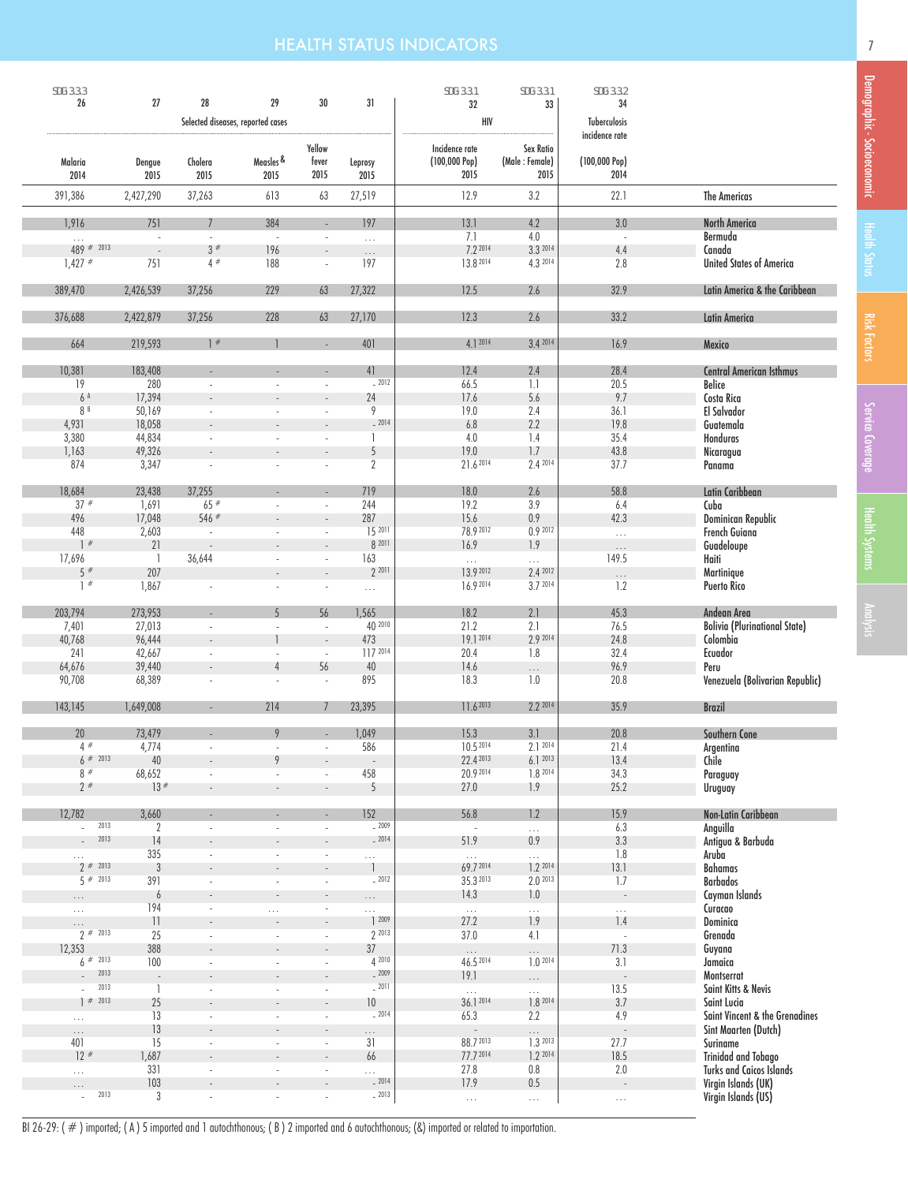## HEALTH STATUS INDICATORS

| SDG 3.3.3<br>26 | 27 | 28 | 29 | 30 | 31 | SDG 3.3.1<br>32 | SDG 3.3.1<br>33 | SDG 3.3.2<br>34 | |
|---|---|---|---|---|---|---|---|---|---|
| | Selected diseases, reported cases | | | | | HIV | | Tuberculosis incidence rate | |
| Malaria 2014 | Dengue 2015 | Cholera 2015 | Measles & 2015 | Yellow fever 2015 | Leprosy 2015 | Incidence rate (100,000 Pop) 2015 | Sex Ratio (Male : Female) 2015 | (100,000 Pop) 2014 | |
| 391,386 | 2,427,290 | 37,263 | 613 | 63 | 27,519 | 12.9 | 3.2 | 22.1 | The Americas |
| 1,916 | 751 | 7 | 384 | - | 197 | 13.1 | 4.2 | 3.0 | North America |
| ... | - | - | - | - | ... | 7.1 | 4.0 | - | Bermuda |
| 489 # 2013 | - | 3 # | 196 | - | ... | 7.2 2014 | 3.3 2014 | 4.4 | Canada |
| 1,427 # | 751 | 4 # | 188 | - | 197 | 13.8 2014 | 4.3 2014 | 2.8 | United States of America |
| 389,470 | 2,426,539 | 37,256 | 229 | 63 | 27,322 | 12.5 | 2.6 | 32.9 | Latin America & the Caribbean |
| 376,688 | 2,422,879 | 37,256 | 228 | 63 | 27,170 | 12.3 | 2.6 | 33.2 | Latin America |
| 664 | 219,593 | 1 # | 1 | - | 401 | 4.1 2014 | 3.4 2014 | 16.9 | Mexico |
| 10,381 | 183,408 | - | - | - | 41 | 12.4 | 2.4 | 28.4 | Central American Isthmus |
| 19 | 280 | - | - | - | - 2012 | 66.5 | 1.1 | 20.5 | Belize |
| 6 A | 17,394 | - | - | - | 24 | 17.6 | 5.6 | 9.7 | Costa Rica |
| 8 B | 50,169 | - | - | - | 9 | 19.0 | 2.4 | 36.1 | El Salvador |
| 4,931 | 18,058 | - | - | - | - 2014 | 6.8 | 2.2 | 19.8 | Guatemala |
| 3,380 | 44,834 | - | - | - | 1 | 4.0 | 1.4 | 35.4 | Honduras |
| 1,163 | 49,326 | - | - | - | 5 | 19.0 | 1.7 | 43.8 | Nicaragua |
| 874 | 3,347 | - | - | - | 2 | 21.6 2014 | 2.4 2014 | 37.7 | Panama |
| 18,684 | 23,438 | 37,255 | - | - | 719 | 18.0 | 2.6 | 58.8 | Latin Caribbean |
| 37 # | 1,691 | 65 # | - | - | 244 | 19.2 | 3.9 | 6.4 | Cuba |
| 496 | 17,048 | 546 # | - | - | 287 | 15.6 | 0.9 | 42.3 | Dominican Republic |
| 448 | 2,603 | - | - | - | 15 2011 | 78.9 2012 | 0.9 2012 | ... | French Guiana |
| 1 # | 21 | - | - | - | 8 2011 | 16.9 | 1.9 | ... | Guadeloupe |
| 17,696 | 1 | 36,644 | - | - | 163 | ... | ... | 149.5 | Haiti |
| 5 # | 207 | | - | - | 2 2011 | 13.9 2012 | 2.4 2012 | ... | Martinique |
| 1 # | 1,867 | - | - | - | ... | 16.9 2014 | 3.7 2014 | 1.2 | Puerto Rico |
| 203,794 | 273,953 | - | 5 | 56 | 1,565 | 18.2 | 2.1 | 45.3 | Andean Area |
| 7,401 | 27,013 | - | - | - | 40 2010 | 21.2 | 2.1 | 76.5 | Bolivia (Plurinational State) |
| 40,768 | 96,444 | - | 1 | - | 473 | 19.1 2014 | 2.9 2014 | 24.8 | Colombia |
| 241 | 42,667 | - | - | - | 117 2014 | 20.4 | 1.8 | 32.4 | Ecuador |
| 64,676 | 39,440 | - | 4 | 56 | 40 | 14.6 | ... | 96.9 | Peru |
| 90,708 | 68,389 | - | - | - | 895 | 18.3 | 1.0 | 20.8 | Venezuela (Bolivarian Republic) |
| 143,145 | 1,649,008 | - | 214 | 7 | 23,395 | 11.6 2013 | 2.2 2014 | 35.9 | Brazil |
| 20 | 73,479 | - | 9 | - | 1,049 | 15.3 | 3.1 | 20.8 | Southern Cone |
| 4 # | 4,774 | - | - | - | 586 | 10.5 2014 | 2.1 2014 | 21.4 | Argentina |
| 6 # 2013 | 40 | - | 9 | - | - | 22.4 2013 | 6.1 2013 | 13.4 | Chile |
| 8 # | 68,652 | - | - | - | 458 | 20.9 2014 | 1.8 2014 | 34.3 | Paraguay |
| 2 # | 13 # | - | - | - | 5 | 27.0 | 1.9 | 25.2 | Uruguay |
| 12,782 | 3,660 | - | - | - | 152 | 56.8 | 1.2 | 15.9 | Non-Latin Caribbean |
| - 2013 | 2 | - | - | - | - 2009 | - | ... | 6.3 | Anguilla |
| - 2013 | 14 | - | - | - | - 2014 | 51.9 | 0.9 | 3.3 | Antigua & Barbuda |
| ... | 335 | - | - | - | ... | ... | ... | 1.8 | Aruba |
| 2 # 2013 | 3 | - | - | - | 1 | 69.7 2014 | 1.2 2014 | 13.1 | Bahamas |
| 5 # 2013 | 391 | - | - | - | - 2012 | 35.3 2013 | 2.0 2013 | 1.7 | Barbados |
| ... | 6 | - | - | - | ... | 14.3 | 1.0 | - | Cayman Islands |
| ... | 194 | - | ... | - | ... | ... | ... | ... | Curacao |
| ... | 11 | - | - | - | 1 2009 | 27.2 | 1.9 | 1.4 | Dominica |
| 2 # 2013 | 25 | - | - | - | 2 2013 | 37.0 | 4.1 | - | Grenada |
| 12,353 | 388 | - | - | - | 37 | ... | ... | 71.3 | Guyana |
| 6 # 2013 | 100 | - | - | - | 4 2010 | 46.5 2014 | 1.0 2014 | 3.1 | Jamaica |
| - 2013 | - | - | - | - | - 2009 | 19.1 | ... | - | Montserrat |
| - 2013 | 1 | - | - | - | - 2011 | ... | ... | 13.5 | Saint Kitts & Nevis |
| 1 # 2013 | 25 | - | - | - | 10 | 36.1 2014 | 1.8 2014 | 3.7 | Saint Lucia |
| ... | 13 | - | - | - | - 2014 | 65.3 | 2.2 | 4.9 | Saint Vincent & the Grenadines |
| ... | 13 | - | - | - | ... | - | ... | - | Sint Maarten (Dutch) |
| 401 | 15 | - | - | - | 31 | 88.7 2013 | 1.3 2013 | 27.7 | Suriname |
| 12 # | 1,687 | - | - | - | 66 | 77.7 2014 | 1.2 2014 | 18.5 | Trinidad and Tobago |
| ... | 331 | - | - | - | ... | 27.8 | 0.8 | 2.0 | Turks and Caicos Islands |
| ... | 103 | - | - | - | - 2014 | 17.9 | 0.5 | - | Virgin Islands (UK) |
| - 2013 | 3 | - | - | - | - 2013 | ... | ... | ... | Virgin Islands (US) |

BI 26-29: ( # ) imported; ( A ) 5 imported and 1 autochthonous; ( B ) 2 imported and 6 autochthonous; (&) imported or related to importation.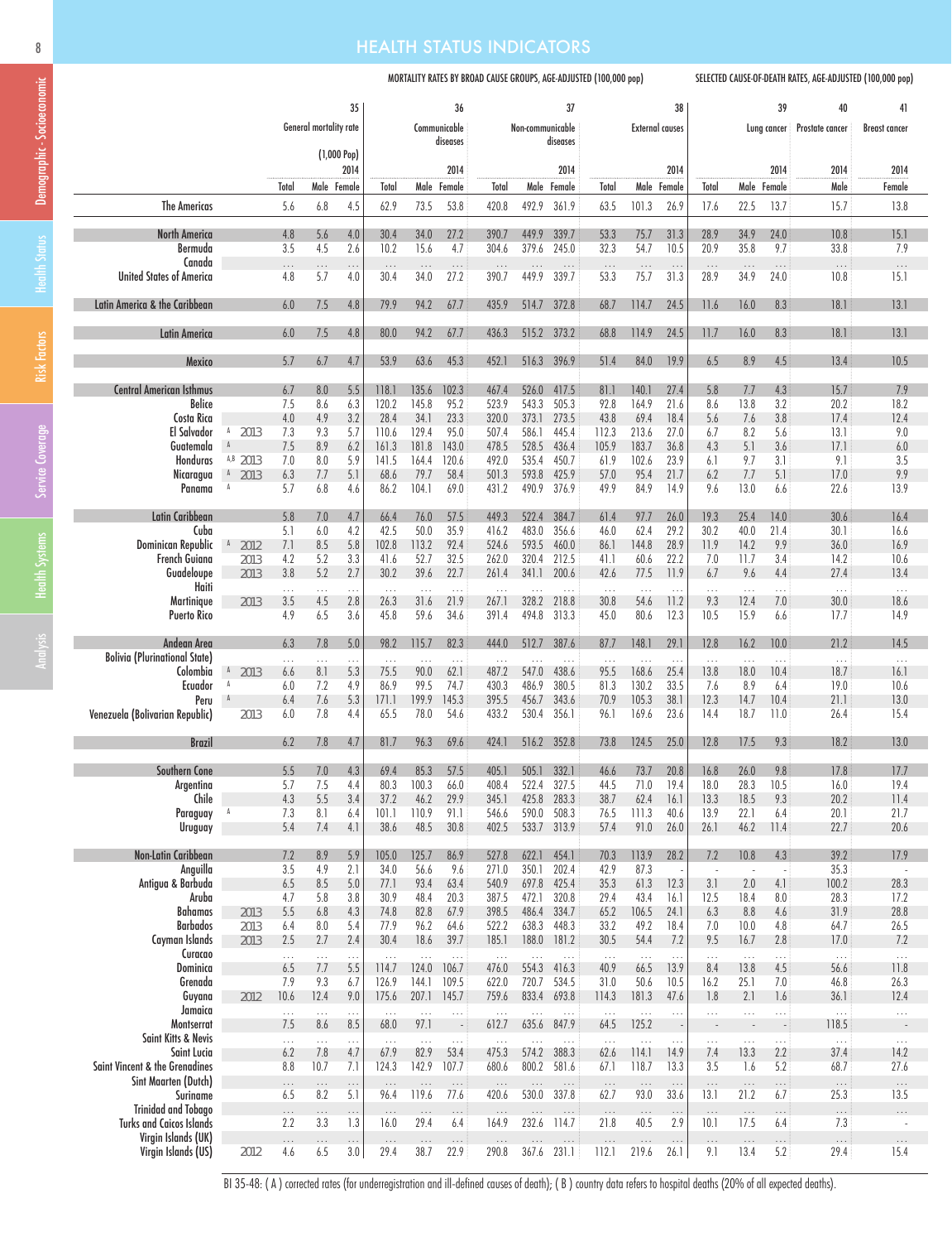## HEALTH STATUS INDICATORS

| | Notes | Year | 35 General mortality rate (1,000 Pop) 2014 | | | 36 Communicable diseases 2014 | | | 37 Non-communicable diseases 2014 | | | 38 External causes 2014 | | | 39 Lung cancer 2014 | | | 40 Prostate cancer 2014 | 41 Breast cancer 2014 |
|---|---|---|---|---|---|---|---|---|---|---|---|---|---|---|---|---|---|---|---|
| | | | Total | Male | Female | Total | Male | Female | Total | Male | Female | Total | Male | Female | Total | Male | Female | Male | Female |
| | | | **MORTALITY RATES BY BROAD CAUSE GROUPS, AGE-ADJUSTED (100,000 pop)** | | | | | | | | | | | | **SELECTED CAUSE-OF-DEATH RATES, AGE-ADJUSTED (100,000 pop)** | | | | |
| The Americas | | | 5.6 | 6.8 | 4.5 | 62.9 | 73.5 | 53.8 | 420.8 | 492.9 | 361.9 | 63.5 | 101.3 | 26.9 | 17.6 | 22.5 | 13.7 | 15.7 | 13.8 |
| North America | | | 4.8 | 5.6 | 4.0 | 30.4 | 34.0 | 27.2 | 390.7 | 449.9 | 339.7 | 53.3 | 75.7 | 31.3 | 28.9 | 34.9 | 24.0 | 10.8 | 15.1 |
| Bermuda | | | 3.5 | 4.5 | 2.6 | 10.2 | 15.6 | 4.7 | 304.6 | 379.6 | 245.0 | 32.3 | 54.7 | 10.5 | 20.9 | 35.8 | 9.7 | 33.8 | 7.9 |
| Canada | | | ... | ... | ... | ... | ... | ... | ... | ... | ... | ... | ... | ... | ... | ... | ... | ... | ... |
| United States of America | | | 4.8 | 5.7 | 4.0 | 30.4 | 34.0 | 27.2 | 390.7 | 449.9 | 339.7 | 53.3 | 75.7 | 31.3 | 28.9 | 34.9 | 24.0 | 10.8 | 15.1 |
| Latin America & the Caribbean | | | 6.0 | 7.5 | 4.8 | 79.9 | 94.2 | 67.7 | 435.9 | 514.7 | 372.8 | 68.7 | 114.7 | 24.5 | 11.6 | 16.0 | 8.3 | 18.1 | 13.1 |
| Latin America | | | 6.0 | 7.5 | 4.8 | 80.0 | 94.2 | 67.7 | 436.3 | 515.2 | 373.2 | 68.8 | 114.9 | 24.5 | 11.7 | 16.0 | 8.3 | 18.1 | 13.1 |
| Mexico | | | 5.7 | 6.7 | 4.7 | 53.9 | 63.6 | 45.3 | 452.1 | 516.3 | 396.9 | 51.4 | 84.0 | 19.9 | 6.5 | 8.9 | 4.5 | 13.4 | 10.5 |
| Central American Isthmus | | | 6.7 | 8.0 | 5.5 | 118.1 | 135.6 | 102.3 | 467.4 | 526.0 | 417.5 | 81.1 | 140.1 | 27.4 | 5.8 | 7.7 | 4.3 | 15.7 | 7.9 |
| Belice | | | 7.5 | 8.6 | 6.3 | 120.2 | 145.8 | 95.2 | 523.9 | 543.3 | 505.3 | 92.8 | 164.9 | 21.6 | 8.6 | 13.8 | 3.2 | 20.2 | 18.2 |
| Costa Rica | | | 4.0 | 4.9 | 3.2 | 28.4 | 34.1 | 23.3 | 320.0 | 373.1 | 273.5 | 43.8 | 69.4 | 18.4 | 5.6 | 7.6 | 3.8 | 17.4 | 12.4 |
| El Salvador | A | 2013 | 7.3 | 9.3 | 5.7 | 110.6 | 129.4 | 95.0 | 507.4 | 586.1 | 445.4 | 112.3 | 213.6 | 27.0 | 6.7 | 8.2 | 5.6 | 13.1 | 9.0 |
| Guatemala | A | | 7.5 | 8.9 | 6.2 | 161.3 | 181.8 | 143.0 | 478.5 | 528.5 | 436.4 | 105.9 | 183.7 | 36.8 | 4.3 | 5.1 | 3.6 | 17.1 | 6.0 |
| Honduras | A,B | 2013 | 7.0 | 8.0 | 5.9 | 141.5 | 164.4 | 120.6 | 492.0 | 535.4 | 450.7 | 61.9 | 102.6 | 23.9 | 6.1 | 9.7 | 3.1 | 9.1 | 3.5 |
| Nicaragua | A | 2013 | 6.3 | 7.7 | 5.1 | 68.6 | 79.7 | 58.4 | 501.3 | 593.8 | 425.9 | 57.0 | 95.4 | 21.7 | 6.2 | 7.7 | 5.1 | 17.0 | 9.9 |
| Panama | A | | 5.7 | 6.8 | 4.6 | 86.2 | 104.1 | 69.0 | 431.2 | 490.9 | 376.9 | 49.9 | 84.9 | 14.9 | 9.6 | 13.0 | 6.6 | 22.6 | 13.9 |
| Latin Caribbean | | | 5.8 | 7.0 | 4.7 | 66.4 | 76.0 | 57.5 | 449.3 | 522.4 | 384.7 | 61.4 | 97.7 | 26.0 | 19.3 | 25.4 | 14.0 | 30.6 | 16.4 |
| Cuba | | | 5.1 | 6.0 | 4.2 | 42.5 | 50.0 | 35.9 | 416.2 | 483.0 | 356.6 | 46.0 | 62.4 | 29.2 | 30.2 | 40.0 | 21.4 | 30.1 | 16.6 |
| Dominican Republic | A | 2012 | 7.1 | 8.5 | 5.8 | 102.8 | 113.2 | 92.4 | 524.6 | 593.5 | 460.0 | 86.1 | 144.8 | 28.9 | 11.9 | 14.2 | 9.9 | 36.0 | 16.9 |
| French Guiana | | 2013 | 4.2 | 5.2 | 3.3 | 41.6 | 52.7 | 32.5 | 262.0 | 320.4 | 212.5 | 41.1 | 60.6 | 22.2 | 7.0 | 11.7 | 3.4 | 14.2 | 10.6 |
| Guadeloupe | | 2013 | 3.8 | 5.2 | 2.7 | 30.2 | 39.6 | 22.7 | 261.4 | 341.1 | 200.6 | 42.6 | 77.5 | 11.9 | 6.7 | 9.6 | 4.4 | 27.4 | 13.4 |
| Haiti | | | ... | ... | ... | ... | ... | ... | ... | ... | ... | ... | ... | ... | ... | ... | ... | ... | ... |
| Martinique | | 2013 | 3.5 | 4.5 | 2.8 | 26.3 | 31.6 | 21.9 | 267.1 | 328.2 | 218.8 | 30.8 | 54.6 | 11.2 | 9.3 | 12.4 | 7.0 | 30.0 | 18.6 |
| Puerto Rico | | | 4.9 | 6.5 | 3.6 | 45.8 | 59.6 | 34.6 | 391.4 | 494.8 | 313.3 | 45.0 | 80.6 | 12.3 | 10.5 | 15.9 | 6.6 | 17.7 | 14.9 |
| Andean Area | | | 6.3 | 7.8 | 5.0 | 98.2 | 115.7 | 82.3 | 444.0 | 512.7 | 387.6 | 87.7 | 148.1 | 29.1 | 12.8 | 16.2 | 10.0 | 21.2 | 14.5 |
| Bolivia (Plurinational State) | | | ... | ... | ... | ... | ... | ... | ... | ... | ... | ... | ... | ... | ... | ... | ... | ... | ... |
| Colombia | A | 2013 | 6.6 | 8.1 | 5.3 | 75.5 | 90.0 | 62.1 | 487.2 | 547.0 | 438.6 | 95.5 | 168.6 | 25.4 | 13.8 | 18.0 | 10.4 | 18.7 | 16.1 |
| Ecuador | A | | 6.0 | 7.2 | 4.9 | 86.9 | 99.5 | 74.7 | 430.3 | 486.9 | 380.5 | 81.3 | 130.2 | 33.5 | 7.6 | 8.9 | 6.4 | 19.0 | 10.6 |
| Peru | A | | 6.4 | 7.6 | 5.3 | 171.1 | 199.9 | 145.3 | 395.5 | 456.7 | 343.6 | 70.9 | 105.3 | 38.1 | 12.3 | 14.7 | 10.4 | 21.1 | 13.0 |
| Venezuela (Bolivarian Republic) | | 2013 | 6.0 | 7.8 | 4.4 | 65.5 | 78.0 | 54.6 | 433.2 | 530.4 | 356.1 | 96.1 | 169.6 | 23.6 | 14.4 | 18.7 | 11.0 | 26.4 | 15.4 |
| Brazil | | | 6.2 | 7.8 | 4.7 | 81.7 | 96.3 | 69.6 | 424.1 | 516.2 | 352.8 | 73.8 | 124.5 | 25.0 | 12.8 | 17.5 | 9.3 | 18.2 | 13.0 |
| Southern Cone | | | 5.5 | 7.0 | 4.3 | 69.4 | 85.3 | 57.5 | 405.1 | 505.1 | 332.1 | 46.6 | 73.7 | 20.8 | 16.8 | 26.0 | 9.8 | 17.8 | 17.7 |
| Argentina | | | 5.7 | 7.5 | 4.4 | 80.3 | 100.3 | 66.0 | 408.4 | 522.4 | 327.5 | 44.5 | 71.0 | 19.4 | 18.0 | 28.3 | 10.5 | 16.0 | 19.4 |
| Chile | | | 4.3 | 5.5 | 3.4 | 37.2 | 46.2 | 29.9 | 345.1 | 425.8 | 283.3 | 38.7 | 62.4 | 16.1 | 13.3 | 18.5 | 9.3 | 20.2 | 11.4 |
| Paraguay | A | | 7.3 | 8.1 | 6.4 | 101.1 | 110.9 | 91.1 | 546.6 | 590.0 | 508.3 | 76.5 | 111.3 | 40.6 | 13.9 | 22.1 | 6.4 | 20.1 | 21.7 |
| Uruguay | | | 5.4 | 7.4 | 4.1 | 38.6 | 48.5 | 30.8 | 402.5 | 533.7 | 313.9 | 57.4 | 91.0 | 26.0 | 26.1 | 46.2 | 11.4 | 22.7 | 20.6 |
| Non-Latin Caribbean | | | 7.2 | 8.9 | 5.9 | 105.0 | 125.7 | 86.9 | 527.8 | 622.1 | 454.1 | 70.3 | 113.9 | 28.2 | 7.2 | 10.8 | 4.3 | 39.2 | 17.9 |
| Anguilla | | | 3.5 | 4.9 | 2.1 | 34.0 | 56.6 | 9.6 | 271.0 | 350.1 | 202.4 | 42.9 | 87.3 | - | - | - | - | 35.3 | - |
| Antigua & Barbuda | | | 6.5 | 8.5 | 5.0 | 77.1 | 93.4 | 63.4 | 540.9 | 697.8 | 425.4 | 35.3 | 61.3 | 12.3 | 3.1 | 2.0 | 4.1 | 100.2 | 28.3 |
| Aruba | | | 4.7 | 5.8 | 3.8 | 30.9 | 48.4 | 20.3 | 387.5 | 472.1 | 320.8 | 29.4 | 43.4 | 16.1 | 12.5 | 18.4 | 8.0 | 28.3 | 17.2 |
| Bahamas | | 2013 | 5.5 | 6.8 | 4.3 | 74.8 | 82.8 | 67.9 | 398.5 | 486.4 | 334.7 | 65.2 | 106.5 | 24.1 | 6.3 | 8.8 | 4.6 | 31.9 | 28.8 |
| Barbados | | 2013 | 6.4 | 8.0 | 5.4 | 77.9 | 96.2 | 64.6 | 522.2 | 638.3 | 448.3 | 33.2 | 49.2 | 18.4 | 7.0 | 10.0 | 4.8 | 64.7 | 26.5 |
| Cayman Islands | | 2013 | 2.5 | 2.7 | 2.4 | 30.4 | 18.6 | 39.7 | 185.1 | 188.0 | 181.2 | 30.5 | 54.4 | 7.2 | 9.5 | 16.7 | 2.8 | 17.0 | 7.2 |
| Curacao | | | ... | ... | ... | ... | ... | ... | ... | ... | ... | ... | ... | ... | ... | ... | ... | ... | ... |
| Dominica | | | 6.5 | 7.7 | 5.5 | 114.7 | 124.0 | 106.7 | 476.0 | 554.3 | 416.3 | 40.9 | 66.5 | 13.9 | 8.4 | 13.8 | 4.5 | 56.6 | 11.8 |
| Grenada | | | 7.9 | 9.3 | 6.7 | 126.9 | 144.1 | 109.5 | 622.0 | 720.7 | 534.5 | 31.0 | 50.6 | 10.5 | 16.2 | 25.1 | 7.0 | 46.8 | 26.3 |
| Guyana | | 2012 | 10.6 | 12.4 | 9.0 | 175.6 | 207.1 | 145.7 | 759.6 | 833.4 | 693.8 | 114.3 | 181.3 | 47.6 | 1.8 | 2.1 | 1.6 | 36.1 | 12.4 |
| Jamaica | | | ... | ... | ... | ... | ... | ... | ... | ... | ... | ... | ... | ... | ... | ... | ... | ... | ... |
| Montserrat | | | 7.5 | 8.6 | 8.5 | 68.0 | 97.1 | - | 612.7 | 635.6 | 847.9 | 64.5 | 125.2 | - | - | - | - | 118.5 | - |
| Saint Kitts & Nevis | | | ... | ... | ... | ... | ... | ... | ... | ... | ... | ... | ... | ... | ... | ... | ... | ... | ... |
| Saint Lucia | | | 6.2 | 7.8 | 4.7 | 67.9 | 82.9 | 53.4 | 475.3 | 574.2 | 388.3 | 62.6 | 114.1 | 14.9 | 7.4 | 13.3 | 2.2 | 37.4 | 14.2 |
| Saint Vincent & the Grenadines | | | 8.8 | 10.7 | 7.1 | 124.3 | 142.9 | 107.7 | 680.6 | 800.2 | 581.6 | 67.1 | 118.7 | 13.3 | 3.5 | 1.6 | 5.2 | 68.7 | 27.6 |
| Sint Maarten (Dutch) | | | ... | ... | ... | ... | ... | ... | ... | ... | ... | ... | ... | ... | ... | ... | ... | ... | ... |
| Suriname | | | 6.5 | 8.2 | 5.1 | 96.4 | 119.6 | 77.6 | 420.6 | 530.0 | 337.8 | 62.7 | 93.0 | 33.6 | 13.1 | 21.2 | 6.7 | 25.3 | 13.5 |
| Trinidad and Tobago | | | ... | ... | ... | ... | ... | ... | ... | ... | ... | ... | ... | ... | ... | ... | ... | ... | ... |
| Turks and Caicos Islands | | | 2.2 | 3.3 | 1.3 | 16.0 | 29.4 | 6.4 | 164.9 | 232.6 | 114.7 | 21.8 | 40.5 | 2.9 | 10.1 | 17.5 | 6.4 | 7.3 | - |
| Virgin Islands (UK) | | | ... | ... | ... | ... | ... | ... | ... | ... | ... | ... | ... | ... | ... | ... | ... | ... | ... |
| Virgin Islands (US) | | 2012 | 4.6 | 6.5 | 3.0 | 29.4 | 38.7 | 22.9 | 290.8 | 367.6 | 231.1 | 112.1 | 219.6 | 26.1 | 9.1 | 13.4 | 5.2 | 29.4 | 15.4 |

BI 35-48: ( A ) corrected rates (for underregistration and ill-defined causes of death); ( B ) country data refers to hospital deaths (20% of all expected deaths).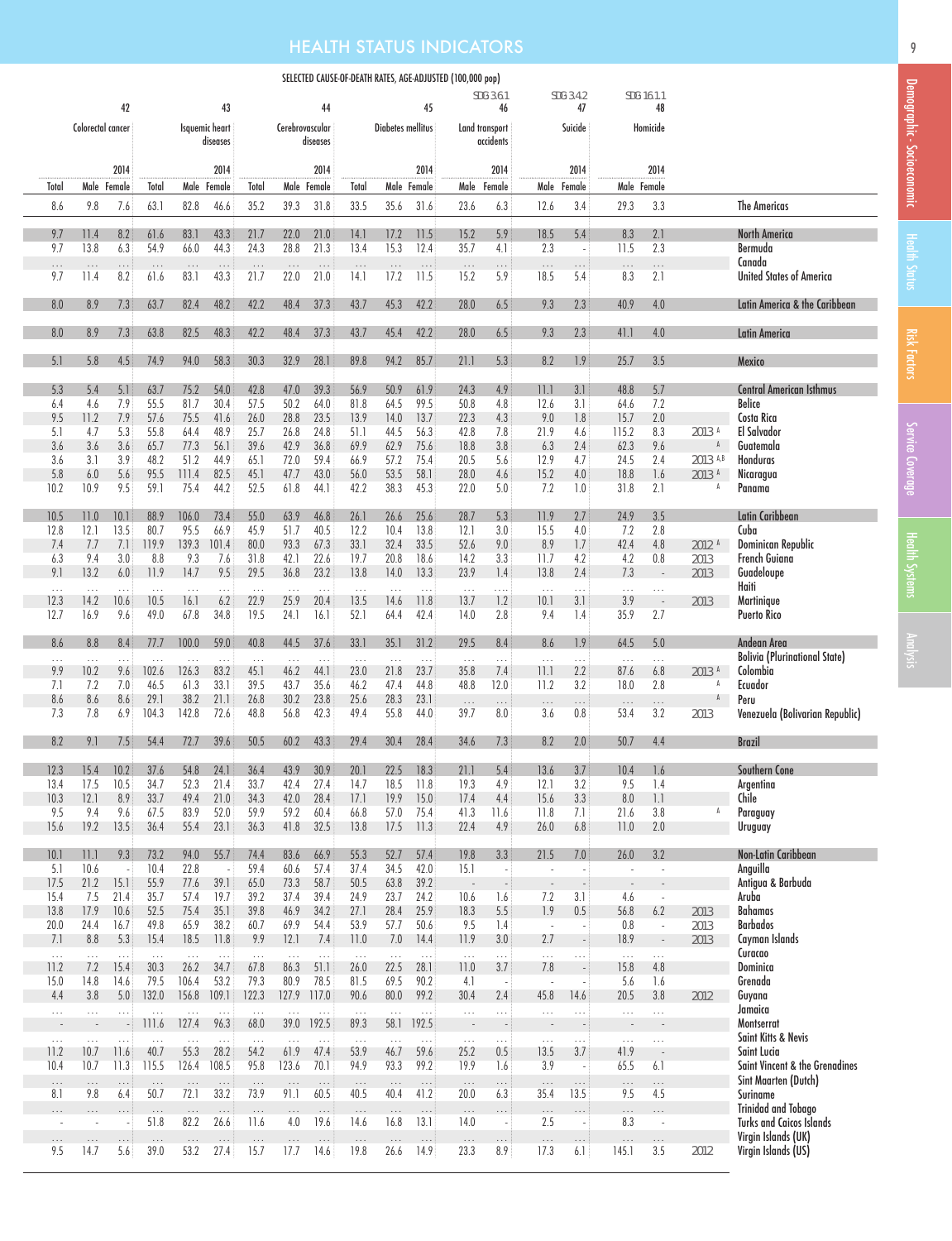## HEALTH STATUS INDICATORS

### SELECTED CAUSE-OF-DEATH RATES, AGE-ADJUSTED (100,000 pop)

| 42 | | | 43 | | | 44 | | | 45 | | | SDG 3.6.1 46 | | SDG 3.4.2 47 | | SDG 16.1.1 48 | | | |
|---|---|---|---|---|---|---|---|---|---|---|---|---|---|---|---|---|---|---|---|
| Colorectal cancer | | | Isquemic heart diseases | | | Cerebrovascular diseases | | | Diabetes mellitus | | | Land transport accidents | | Suicide | | Homicide | | | |
| | | 2014 | | | 2014 | | | 2014 | | | 2014 | | 2014 | | 2014 | | 2014 | | |
| Total | Male | Female | Total | Male | Female | Total | Male | Female | Total | Male | Female | Male | Female | Male | Female | Male | Female | | |
| 8.6 | 9.8 | 7.6 | 63.1 | 82.8 | 46.6 | 35.2 | 39.3 | 31.8 | 33.5 | 35.6 | 31.6 | 23.6 | 6.3 | 12.6 | 3.4 | 29.3 | 3.3 | | The Americas |
| 9.7 | 11.4 | 8.2 | 61.6 | 83.1 | 43.3 | 21.7 | 22.0 | 21.0 | 14.1 | 17.2 | 11.5 | 15.2 | 5.9 | 18.5 | 5.4 | 8.3 | 2.1 | | North America |
| 9.7 | 13.8 | 6.3 | 54.9 | 66.0 | 44.3 | 24.3 | 28.8 | 21.3 | 13.4 | 15.3 | 12.4 | 35.7 | 4.1 | 2.3 | - | 11.5 | 2.3 | | Bermuda |
| ... | ... | ... | ... | ... | ... | ... | ... | ... | ... | ... | ... | ... | ... | ... | ... | ... | ... | | Canada |
| 9.7 | 11.4 | 8.2 | 61.6 | 83.1 | 43.3 | 21.7 | 22.0 | 21.0 | 14.1 | 17.2 | 11.5 | 15.2 | 5.9 | 18.5 | 5.4 | 8.3 | 2.1 | | United States of America |
| 8.0 | 8.9 | 7.3 | 63.7 | 82.4 | 48.2 | 42.2 | 48.4 | 37.3 | 43.7 | 45.3 | 42.2 | 28.0 | 6.5 | 9.3 | 2.3 | 40.9 | 4.0 | | Latin America & the Caribbean |
| 8.0 | 8.9 | 7.3 | 63.8 | 82.5 | 48.3 | 42.2 | 48.4 | 37.3 | 43.7 | 45.4 | 42.2 | 28.0 | 6.5 | 9.3 | 2.3 | 41.1 | 4.0 | | Latin America |
| 5.1 | 5.8 | 4.5 | 74.9 | 94.0 | 58.3 | 30.3 | 32.9 | 28.1 | 89.8 | 94.2 | 85.7 | 21.1 | 5.3 | 8.2 | 1.9 | 25.7 | 3.5 | | Mexico |
| 5.3 | 5.4 | 5.1 | 63.7 | 75.2 | 54.0 | 42.8 | 47.0 | 39.3 | 56.9 | 50.9 | 61.9 | 24.3 | 4.9 | 11.1 | 3.1 | 48.8 | 5.7 | | Central American Isthmus |
| 6.4 | 4.6 | 7.9 | 55.5 | 81.7 | 30.4 | 57.5 | 50.2 | 64.0 | 81.8 | 64.5 | 99.5 | 50.8 | 4.8 | 12.6 | 3.1 | 64.6 | 7.2 | | Belize |
| 9.5 | 11.2 | 7.9 | 57.6 | 75.5 | 41.6 | 26.0 | 28.8 | 23.5 | 13.9 | 14.0 | 13.7 | 22.3 | 4.3 | 9.0 | 1.8 | 15.7 | 2.0 | | Costa Rica |
| 5.1 | 4.7 | 5.3 | 55.8 | 64.4 | 48.9 | 25.7 | 26.8 | 24.8 | 51.1 | 44.5 | 56.3 | 42.8 | 7.8 | 21.9 | 4.6 | 115.2 | 8.3 | 2013 A | El Salvador |
| 3.6 | 3.6 | 3.6 | 65.7 | 77.3 | 56.1 | 39.6 | 42.9 | 36.8 | 69.9 | 62.9 | 75.6 | 18.8 | 3.8 | 6.3 | 2.4 | 62.3 | 9.6 | A | Guatemala |
| 3.6 | 3.1 | 3.9 | 48.2 | 51.2 | 44.9 | 65.1 | 72.0 | 59.4 | 66.9 | 57.2 | 75.4 | 20.5 | 5.6 | 12.9 | 4.7 | 24.5 | 2.4 | 2013 A,B | Honduras |
| 5.8 | 6.0 | 5.6 | 95.5 | 111.4 | 82.5 | 45.1 | 47.7 | 43.0 | 56.0 | 53.5 | 58.1 | 28.0 | 4.6 | 15.2 | 4.0 | 18.8 | 1.6 | 2013 A | Nicaragua |
| 10.2 | 10.9 | 9.5 | 59.1 | 75.4 | 44.2 | 52.5 | 61.8 | 44.1 | 42.2 | 38.3 | 45.3 | 22.0 | 5.0 | 7.2 | 1.0 | 31.8 | 2.1 | A | Panama |
| 10.5 | 11.0 | 10.1 | 88.9 | 106.0 | 73.4 | 55.0 | 63.9 | 46.8 | 26.1 | 26.6 | 25.6 | 28.7 | 5.3 | 11.9 | 2.7 | 24.9 | 3.5 | | Latin Caribbean |
| 12.8 | 12.1 | 13.5 | 80.7 | 95.5 | 66.9 | 45.9 | 51.7 | 40.5 | 12.2 | 10.4 | 13.8 | 12.1 | 3.0 | 15.5 | 4.0 | 7.2 | 2.8 | | Cuba |
| 7.4 | 7.7 | 7.1 | 119.9 | 139.3 | 101.4 | 80.0 | 93.3 | 67.3 | 33.1 | 32.4 | 33.5 | 52.6 | 9.0 | 8.9 | 1.7 | 42.4 | 4.8 | 2012 A | Dominican Republic |
| 6.3 | 9.4 | 3.0 | 8.8 | 9.3 | 7.6 | 31.8 | 42.1 | 22.6 | 19.7 | 20.8 | 18.6 | 14.2 | 3.3 | 11.7 | 4.2 | 4.2 | 0.8 | 2013 | French Guiana |
| 9.1 | 13.2 | 6.0 | 11.9 | 14.7 | 9.5 | 29.5 | 36.8 | 23.2 | 13.8 | 14.0 | 13.3 | 23.9 | 1.4 | 13.8 | 2.4 | 7.3 | - | 2013 | Guadeloupe |
| ... | ... | ... | ... | ... | ... | ... | ... | ... | ... | ... | ... | ... | ... | ... | ... | ... | ... | | Haiti |
| 12.3 | 14.2 | 10.6 | 10.5 | 16.1 | 6.2 | 22.9 | 25.9 | 20.4 | 13.5 | 14.6 | 11.8 | 13.7 | 1.2 | 10.1 | 3.1 | 3.9 | - | 2013 | Martinique |
| 12.7 | 16.9 | 9.6 | 49.0 | 67.8 | 34.8 | 19.5 | 24.1 | 16.1 | 52.1 | 64.4 | 42.4 | 14.0 | 2.8 | 9.4 | 1.4 | 35.9 | 2.7 | | Puerto Rico |
| 8.6 | 8.8 | 8.4 | 77.7 | 100.0 | 59.0 | 40.8 | 44.5 | 37.6 | 33.1 | 35.1 | 31.2 | 29.5 | 8.4 | 8.6 | 1.9 | 64.5 | 5.0 | | Andean Area |
| ... | ... | ... | ... | ... | ... | ... | ... | ... | ... | ... | ... | ... | ... | ... | ... | ... | ... | | Bolivia (Plurinational State) |
| 9.9 | 10.2 | 9.6 | 102.6 | 126.3 | 83.2 | 45.1 | 46.2 | 44.1 | 23.0 | 21.8 | 23.7 | 35.8 | 7.4 | 11.1 | 2.2 | 87.6 | 6.8 | 2013 A | Colombia |
| 7.1 | 7.2 | 7.0 | 46.5 | 61.3 | 33.1 | 39.5 | 43.7 | 35.6 | 46.2 | 47.4 | 44.8 | 48.8 | 12.0 | 11.2 | 3.2 | 18.0 | 2.8 | A | Ecuador |
| 8.6 | 8.6 | 8.6 | 29.1 | 38.2 | 21.1 | 26.8 | 30.2 | 23.8 | 25.6 | 28.3 | 23.1 | ... | ... | ... | ... | ... | ... | A | Peru |
| 7.3 | 7.8 | 6.9 | 104.3 | 142.8 | 72.6 | 48.8 | 56.8 | 42.3 | 49.4 | 55.8 | 44.0 | 39.7 | 8.0 | 3.6 | 0.8 | 53.4 | 3.2 | 2013 | Venezuela (Bolivarian Republic) |
| 8.2 | 9.1 | 7.5 | 54.4 | 72.7 | 39.6 | 50.5 | 60.2 | 43.3 | 29.4 | 30.4 | 28.4 | 34.6 | 7.3 | 8.2 | 2.0 | 50.7 | 4.4 | | Brazil |
| 12.3 | 15.4 | 10.2 | 37.6 | 54.8 | 24.1 | 36.4 | 43.9 | 30.9 | 20.1 | 22.5 | 18.3 | 21.1 | 5.4 | 13.6 | 3.7 | 10.4 | 1.6 | | Southern Cone |
| 13.4 | 17.5 | 10.5 | 34.7 | 52.3 | 21.4 | 33.7 | 42.4 | 27.4 | 14.7 | 18.5 | 11.8 | 19.3 | 4.9 | 12.1 | 3.2 | 9.5 | 1.4 | | Argentina |
| 10.3 | 12.1 | 8.9 | 33.7 | 49.4 | 21.0 | 34.3 | 42.0 | 28.4 | 17.1 | 19.9 | 15.0 | 17.4 | 4.4 | 15.6 | 3.3 | 8.0 | 1.1 | | Chile |
| 9.5 | 9.4 | 9.6 | 67.5 | 83.9 | 52.0 | 59.9 | 59.2 | 60.4 | 66.8 | 57.0 | 75.4 | 41.3 | 11.6 | 11.8 | 7.1 | 21.6 | 3.8 | A | Paraguay |
| 15.6 | 19.2 | 13.5 | 36.4 | 55.4 | 23.1 | 36.3 | 41.8 | 32.5 | 13.8 | 17.5 | 11.3 | 22.4 | 4.9 | 26.0 | 6.8 | 11.0 | 2.0 | | Uruguay |
| 10.1 | 11.1 | 9.3 | 73.2 | 94.0 | 55.7 | 74.4 | 83.6 | 66.9 | 55.3 | 52.7 | 57.4 | 19.8 | 3.3 | 21.5 | 7.0 | 26.0 | 3.2 | | Non-Latin Caribbean |
| 5.1 | 10.6 | - | 10.4 | 22.8 | - | 59.4 | 60.6 | 57.4 | 37.4 | 34.5 | 42.0 | 15.1 | - | - | - | - | - | | Anguilla |
| 17.5 | 21.2 | 15.1 | 55.9 | 77.6 | 39.1 | 65.0 | 73.3 | 58.7 | 50.5 | 63.8 | 39.2 | - | - | - | - | - | - | | Antigua & Barbuda |
| 15.4 | 7.5 | 21.4 | 35.7 | 57.4 | 19.7 | 39.2 | 37.4 | 39.4 | 24.9 | 23.7 | 24.2 | 10.6 | 1.6 | 7.2 | 3.1 | 4.6 | - | | Aruba |
| 13.8 | 17.9 | 10.6 | 52.5 | 75.4 | 35.1 | 39.8 | 46.9 | 34.2 | 27.1 | 28.4 | 25.9 | 18.3 | 5.5 | 1.9 | 0.5 | 56.8 | 6.2 | 2013 | Bahamas |
| 20.0 | 24.4 | 16.7 | 49.8 | 65.9 | 38.2 | 60.7 | 69.9 | 54.4 | 53.9 | 57.7 | 50.6 | 9.5 | 1.4 | - | - | 0.8 | - | 2013 | Barbados |
| 7.1 | 8.8 | 5.3 | 15.4 | 18.5 | 11.8 | 9.9 | 12.1 | 7.4 | 11.0 | 7.0 | 14.4 | 11.9 | 3.0 | 2.7 | - | 18.9 | - | 2013 | Cayman Islands |
| ... | ... | ... | ... | ... | ... | ... | ... | ... | ... | ... | ... | ... | ... | ... | ... | ... | ... | | Curacao |
| 11.2 | 7.2 | 15.4 | 30.3 | 26.2 | 34.7 | 67.8 | 86.3 | 51.1 | 26.0 | 22.5 | 28.1 | 11.0 | 3.7 | 7.8 | - | 15.8 | 4.8 | | Dominica |
| 15.0 | 14.8 | 14.6 | 79.5 | 106.4 | 53.2 | 79.3 | 80.9 | 78.5 | 81.5 | 69.5 | 90.2 | 4.1 | - | - | - | 5.6 | 1.6 | | Grenada |
| 4.4 | 3.8 | 5.0 | 132.0 | 156.8 | 109.1 | 122.3 | 127.9 | 117.0 | 90.6 | 80.0 | 99.2 | 30.4 | 2.4 | 45.8 | 14.6 | 20.5 | 3.8 | 2012 | Guyana |
| ... | ... | ... | ... | ... | ... | ... | ... | ... | ... | ... | ... | ... | ... | ... | ... | ... | ... | | Jamaica |
| - | - | - | 111.6 | 127.4 | 96.3 | 68.0 | 39.0 | 192.5 | 89.3 | 58.1 | 192.5 | - | - | - | - | - | - | | Montserrat |
| ... | ... | ... | ... | ... | ... | ... | ... | ... | ... | ... | ... | ... | ... | ... | ... | ... | ... | | Saint Kitts & Nevis |
| 11.2 | 10.7 | 11.6 | 40.7 | 55.3 | 28.2 | 54.2 | 61.9 | 47.4 | 53.9 | 46.7 | 59.6 | 25.2 | 0.5 | 13.5 | 3.7 | 41.9 | - | | Saint Lucia |
| 10.4 | 10.7 | 11.3 | 115.5 | 126.4 | 108.5 | 95.8 | 123.6 | 70.1 | 94.9 | 93.3 | 99.2 | 19.9 | 1.6 | 3.9 | - | 65.5 | 6.1 | | Saint Vincent & the Grenadines |
| ... | ... | ... | ... | ... | ... | ... | ... | ... | ... | ... | ... | ... | ... | ... | ... | ... | ... | | Sint Maarten (Dutch) |
| 8.1 | 9.8 | 6.4 | 50.7 | 72.1 | 33.2 | 73.9 | 91.1 | 60.5 | 40.5 | 40.4 | 41.2 | 20.0 | 6.3 | 35.4 | 13.5 | 9.5 | 4.5 | | Suriname |
| ... | ... | ... | ... | ... | ... | ... | ... | ... | ... | ... | ... | ... | ... | ... | ... | ... | ... | | Trinidad and Tobago |
| - | - | - | 51.8 | 82.2 | 26.6 | 11.6 | 4.0 | 19.6 | 14.6 | 16.8 | 13.1 | 14.0 | - | 2.5 | - | 8.3 | - | | Turks and Caicos Islands |
| ... | ... | ... | ... | ... | ... | ... | ... | ... | ... | ... | ... | ... | ... | ... | ... | ... | ... | | Virgin Islands (UK) |
| 9.5 | 14.7 | 5.6 | 39.0 | 53.2 | 27.4 | 15.7 | 17.7 | 14.6 | 19.8 | 26.6 | 14.9 | 23.3 | 8.9 | 17.3 | 6.1 | 145.1 | 3.5 | 2012 | Virgin Islands (US) |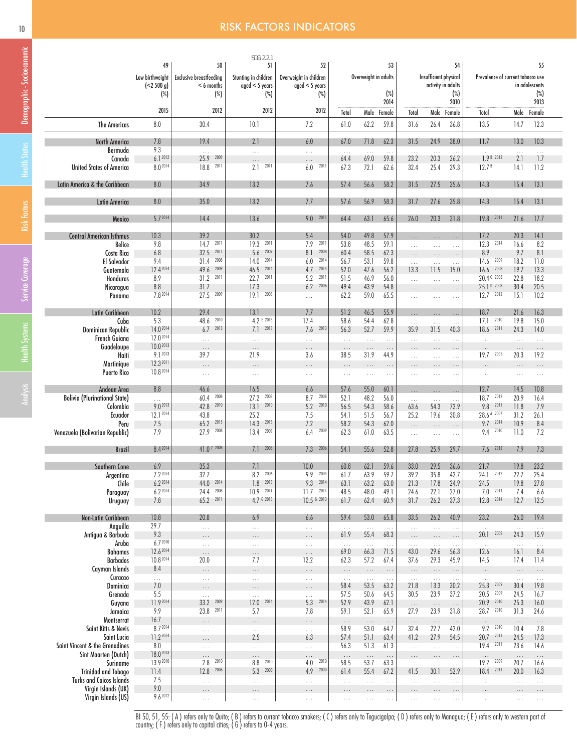# RISK FACTORS INDICATORS

| | 49 | 50 | 51 (SDG 2.2.1) | 52 | 53 | | | 54 | | | 55 | | |
|---|---|---|---|---|---|---|---|---|---|---|---|---|---|
| | Low birthweight (<2 500 g) (%) | Exclusive breastfeeding < 6 months (%) | Stunting in children aged < 5 years (%) | Overweight in children aged < 5 years (%) | Overweight in adults (%) 2014 | | | Insufficient physical activity in adults (%) 2010 | | | Prevalence of current tobacco use in adolescents (%) 2013 | | |
| | 2015 | 2012 | 2012 | 2012 | Total | Male | Female | Total | Male | Female | Total | Male | Female |
| The Americas | 8.0 | 30.4 | 10.1 | 7.2 | 61.0 | 62.2 | 59.8 | 31.6 | 26.4 | 36.8 | 13.5 | 14.7 | 12.3 |
| North America | 7.8 | 19.4 | 2.1 | 6.0 | 67.0 | 71.8 | 62.3 | 31.5 | 24.9 | 38.0 | 11.7 | 13.0 | 10.3 |
| Bermuda | 9.3 | ... | ... | ... | ... | ... | ... | ... | ... | ... | ... | ... | ... |
| Canada | 6.1 2012 | 25.9 2009 | ... | ... | 64.4 | 69.0 | 59.8 | 23.2 | 20.3 | 26.2 | 1.9 B 2012 | 2.1 | 1.7 |
| United States of America | 8.0 2014 | 18.8 2011 | 2.1 2011 | 6.0 2011 | 67.3 | 72.1 | 62.6 | 32.4 | 25.4 | 39.3 | 12.7 B | 14.1 | 11.2 |
| Latin America & the Caribbean | 8.0 | 34.9 | 13.2 | 7.6 | 57.4 | 56.6 | 58.2 | 31.5 | 27.5 | 35.6 | 14.3 | 15.4 | 13.1 |
| Latin America | 8.0 | 35.0 | 13.2 | 7.7 | 57.6 | 56.9 | 58.3 | 31.7 | 27.6 | 35.8 | 14.3 | 15.4 | 13.1 |
| Mexico | 5.7 2014 | 14.4 | 13.6 | 9.0 2011 | 64.4 | 63.1 | 65.6 | 26.0 | 20.3 | 31.8 | 19.8 2011 | 21.6 | 17.7 |
| Central American Isthmus | 10.3 | 39.2 | 30.2 | 5.4 | 54.0 | 49.8 | 57.9 | ... | ... | ... | 17.2 | 20.3 | 14.1 |
| Belize | 9.8 | 14.7 2011 | 19.3 2011 | 7.9 2011 | 53.8 | 48.5 | 59.1 | ... | ... | ... | 12.3 2014 | 16.6 | 8.2 |
| Costa Rica | 6.8 | 32.5 2011 | 5.6 2009 | 8.1 2008 | 60.4 | 58.5 | 62.3 | ... | ... | ... | 8.9 | 9.7 | 8.1 |
| El Salvador | 9.4 | 31.4 2008 | 14.0 2014 | 6.0 2014 | 56.7 | 53.1 | 59.8 | ... | ... | ... | 14.6 2009 | 18.2 | 11.0 |
| Guatemala | 12.4 2014 | 49.6 2009 | 46.5 2014 | 4.7 2014 | 52.0 | 47.6 | 56.2 | 13.3 | 11.5 | 15.0 | 16.6 2008 | 19.7 | 13.3 |
| Honduras | 8.9 | 31.2 2011 | 22.7 2011 | 5.2 2011 | 51.5 | 46.9 | 56.0 | ... | ... | ... | 20.4 C 2003 | 22.8 | 18.2 |
| Nicaragua | 8.8 | 31.7 | 17.3 | 6.2 2006 | 49.4 | 43.9 | 54.8 | ... | ... | ... | 25.1 D 2003 | 30.4 | 20.5 |
| Panama | 7.8 2014 | 27.5 2009 | 19.1 2008 | ... | 62.2 | 59.0 | 65.5 | ... | ... | ... | 12.7 2012 | 15.1 | 10.2 |
| Latin Caribbean | 10.2 | 29.4 | 13.1 | 7.7 | 51.2 | 46.5 | 55.9 | ... | ... | ... | 18.7 | 21.6 | 16.3 |
| Cuba | 5.3 | 48.6 2010 | 4.2 E 2015 | 17.4 | 58.6 | 54.4 | 62.8 | ... | ... | ... | 17.1 2010 | 19.8 | 15.0 |
| Dominican Republic | 14.0 2014 | 6.7 2013 | 7.1 2013 | 7.6 2013 | 56.3 | 52.7 | 59.9 | 35.9 | 31.5 | 40.3 | 18.6 2011 | 24.3 | 14.0 |
| French Guiana | 12.0 2014 | ... | ... | ... | ... | ... | ... | ... | ... | ... | ... | ... | ... |
| Guadeloupe | 10.0 2013 | ... | ... | ... | ... | ... | ... | ... | ... | ... | ... | ... | ... |
| Haiti | 9.1 2013 | 39.7 | 21.9 | 3.6 | 38.5 | 31.9 | 44.9 | ... | ... | ... | 19.7 2005 | 20.3 | 19.2 |
| Martinique | 12.3 2011 | ... | ... | ... | ... | ... | ... | ... | ... | ... | ... | ... | ... |
| Puerto Rico | 10.8 2014 | ... | ... | ... | ... | ... | ... | ... | ... | ... | ... | ... | ... |
| Andean Area | 8.8 | 46.6 | 16.5 | 6.6 | 57.6 | 55.0 | 60.1 | ... | ... | ... | 12.7 | 14.5 | 10.8 |
| Bolivia (Plurinational State) | ... | 60.4 2008 | 27.2 2008 | 8.7 2008 | 52.1 | 48.2 | 56.0 | ... | ... | ... | 18.7 2012 | 20.9 | 16.4 |
| Colombia | 9.0 2013 | 42.8 2010 | 13.1 2010 | 5.2 2010 | 56.5 | 54.3 | 58.6 | 63.6 | 54.3 | 72.9 | 9.8 2011 | 11.8 | 7.9 |
| Ecuador | 12.1 2014 | 43.8 | 25.2 | 7.5 | 54.1 | 51.5 | 56.7 | 25.2 | 19.6 | 30.8 | 28.6 A 2007 | 31.2 | 26.1 |
| Peru | 7.5 | 65.2 2015 | 14.3 2015 | 7.2 | 58.2 | 54.3 | 62.0 | ... | ... | ... | 9.7 2014 | 10.9 | 8.4 |
| Venezuela (Bolivarian Republic) | 7.9 | 27.9 2008 | 13.4 2009 | 6.4 2009 | 62.3 | 61.0 | 63.5 | ... | ... | ... | 9.4 2010 | 11.0 | 7.2 |
| Brazil | 8.4 2014 | 41.0 F 2008 | 7.1 2006 | 7.3 2006 | 54.1 | 55.6 | 52.8 | 27.8 | 25.9 | 29.7 | 7.6 2012 | 7.9 | 7.3 |
| Southern Cone | 6.9 | 35.3 | 7.1 | 10.0 | 60.8 | 62.1 | 59.6 | 33.0 | 29.5 | 36.6 | 21.7 | 19.8 | 23.2 |
| Argentina | 7.2 2014 | 32.7 | 8.2 2006 | 9.9 2004 | 61.7 | 63.9 | 59.7 | 39.2 | 35.8 | 42.7 | 24.1 2012 | 22.7 | 25.4 |
| Chile | 6.2 2014 | 44.0 2014 | 1.8 2013 | 9.3 2014 | 63.1 | 63.2 | 63.0 | 21.3 | 17.8 | 24.9 | 24.5 | 19.8 | 27.8 |
| Paraguay | 6.2 2014 | 24.4 2008 | 10.9 2011 | 11.7 2011 | 48.5 | 48.0 | 49.1 | 24.6 | 22.1 | 27.0 | 7.0 2014 | 7.4 | 6.6 |
| Uruguay | 7.8 | 65.2 2011 | 4.7 G 2013 | 10.5 G 2013 | 61.7 | 62.4 | 60.9 | 31.7 | 26.2 | 37.3 | 12.8 2014 | 12.7 | 12.5 |
| Non-Latin Caribbean | 10.8 | 20.8 | 6.9 | 6.6 | 59.4 | 53.0 | 65.8 | 33.5 | 26.2 | 40.9 | 23.2 | 26.0 | 19.4 |
| Anguilla | 29.7 | ... | ... | ... | ... | ... | ... | ... | ... | ... | ... | ... | ... |
| Antigua & Barbuda | 9.3 | ... | ... | ... | 61.9 | 55.4 | 68.3 | ... | ... | ... | 20.1 2009 | 24.3 | 15.9 |
| Aruba | 6.7 2010 | ... | ... | ... | ... | ... | ... | ... | ... | ... | ... | ... | ... |
| Bahamas | 12.6 2014 | ... | ... | ... | 69.0 | 66.3 | 71.5 | 43.0 | 29.6 | 56.3 | 12.6 | 16.1 | 8.4 |
| Barbados | 10.8 2014 | 20.0 | 7.7 | 12.2 | 62.3 | 57.2 | 67.4 | 37.6 | 29.3 | 45.9 | 14.5 | 17.4 | 11.4 |
| Cayman Islands | 8.4 | ... | ... | ... | ... | ... | ... | ... | ... | ... | ... | ... | ... |
| Curacao | ... | ... | ... | ... | ... | ... | ... | ... | ... | ... | ... | ... | ... |
| Dominica | 7.0 | ... | ... | ... | 58.4 | 53.5 | 63.2 | 21.8 | 13.3 | 30.2 | 25.3 2009 | 30.4 | 19.8 |
| Grenada | 5.5 | ... | ... | ... | 57.5 | 50.6 | 64.5 | 30.5 | 23.9 | 37.2 | 20.5 2009 | 24.5 | 16.7 |
| Guyana | 11.9 2014 | 33.2 2009 | 12.0 2014 | 5.3 2014 | 52.9 | 43.9 | 62.1 | ... | ... | ... | 20.9 2010 | 25.3 | 16.0 |
| Jamaica | 9.9 | 23.8 2011 | 5.7 | 7.8 | 59.1 | 52.1 | 65.9 | 27.9 | 23.9 | 31.8 | 28.7 2010 | 31.3 | 24.6 |
| Montserrat | 16.7 | ... | ... | ... | ... | ... | ... | ... | ... | ... | ... | ... | ... |
| Saint Kitts & Nevis | 8.7 2014 | ... | ... | ... | 58.9 | 53.0 | 64.7 | 32.4 | 22.7 | 42.0 | 9.2 2010 | 10.4 | 7.8 |
| Saint Lucia | 11.2 2014 | ... | 2.5 | 6.3 | 57.4 | 51.1 | 63.4 | 41.2 | 27.9 | 54.5 | 20.7 2011 | 24.5 | 17.3 |
| Saint Vincent & the Grenadines | 8.0 | ... | ... | ... | 56.3 | 51.3 | 61.3 | ... | ... | ... | 19.4 2011 | 23.6 | 14.6 |
| Sint Maarten (Dutch) | 18.0 2013 | ... | ... | ... | ... | ... | ... | ... | ... | ... | ... | ... | ... |
| Suriname | 13.9 2010 | 2.8 2010 | 8.8 2010 | 4.0 2010 | 58.5 | 53.7 | 63.3 | ... | ... | ... | 19.2 2009 | 20.7 | 16.6 |
| Trinidad and Tobago | 11.4 | 12.8 2006 | 5.3 2000 | 4.9 2000 | 61.4 | 55.4 | 67.2 | 41.5 | 30.1 | 52.9 | 18.4 2011 | 20.0 | 16.3 |
| Turks and Caicos Islands | 7.5 | ... | ... | ... | ... | ... | ... | ... | ... | ... | ... | ... | ... |
| Virgin Islands (UK) | 9.0 | ... | ... | ... | ... | ... | ... | ... | ... | ... | ... | ... | ... |
| Virgin Islands (US) | 9.6 2012 | ... | ... | ... | ... | ... | ... | ... | ... | ... | ... | ... | ... |

BI 50, 51, 55: ( A ) refers only to Quito; ( B ) refers to current tobacco smokers; ( C ) refers only to Tegucigalpa; ( D ) refers only to Managua; ( E ) refers only to western part of country; ( F ) refers only to capital cities; ( G ) refers to 0-4 years.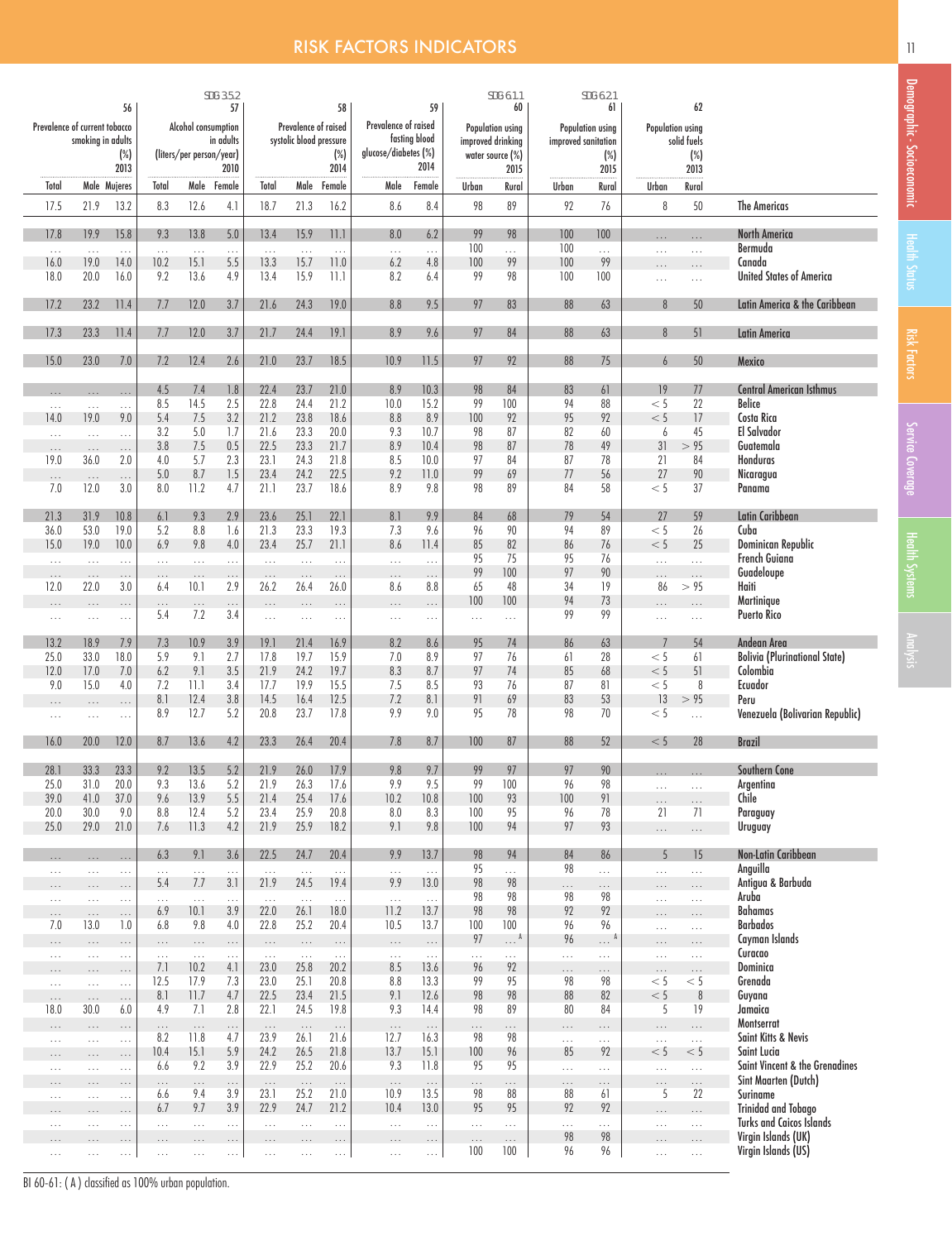# RISK FACTORS INDICATORS

| Prevalence of current tobacco smoking in adults (%) 2013 (56) | | | Alcohol consumption in adults (liters/per person/year) 2010 (57, SDG 3.5.2) | | | Prevalence of raised systolic blood pressure (%) 2014 (58) | | | Prevalence of raised fasting blood glucose/diabetes (%) 2014 (59) | | Population using improved drinking water source (%) 2015 (60, SDG 6.1.1) | | Population using improved sanitation (%) 2015 (61, SDG 6.2.1) | | Population using solid fuels (%) 2013 (62) | | |
|---|---|---|---|---|---|---|---|---|---|---|---|---|---|---|---|---|---|
| Total | Male | Mujeres | Total | Male | Female | Total | Male | Female | Male | Female | Urban | Rural | Urban | Rural | Urban | Rural | |
| 17.5 | 21.9 | 13.2 | 8.3 | 12.6 | 4.1 | 18.7 | 21.3 | 16.2 | 8.6 | 8.4 | 98 | 89 | 92 | 76 | 8 | 50 | The Americas |
| 17.8 | 19.9 | 15.8 | 9.3 | 13.8 | 5.0 | 13.4 | 15.9 | 11.1 | 8.0 | 6.2 | 99 | 98 | 100 | 100 | ... | ... | North America |
| ... | ... | ... | ... | ... | ... | ... | ... | ... | ... | ... | 100 | ... | 100 | ... | ... | ... | Bermuda |
| 16.0 | 19.0 | 14.0 | 10.2 | 15.1 | 5.5 | 13.3 | 15.7 | 11.0 | 6.2 | 4.8 | 100 | 99 | 100 | 99 | ... | ... | Canada |
| 18.0 | 20.0 | 16.0 | 9.2 | 13.6 | 4.9 | 13.4 | 15.9 | 11.1 | 8.2 | 6.4 | 99 | 98 | 100 | 100 | ... | ... | United States of America |
| 17.2 | 23.2 | 11.4 | 7.7 | 12.0 | 3.7 | 21.6 | 24.3 | 19.0 | 8.8 | 9.5 | 97 | 83 | 88 | 63 | 8 | 50 | Latin America & the Caribbean |
| 17.3 | 23.3 | 11.4 | 7.7 | 12.0 | 3.7 | 21.7 | 24.4 | 19.1 | 8.9 | 9.6 | 97 | 84 | 88 | 63 | 8 | 51 | Latin America |
| 15.0 | 23.0 | 7.0 | 7.2 | 12.4 | 2.6 | 21.0 | 23.7 | 18.5 | 10.9 | 11.5 | 97 | 92 | 88 | 75 | 6 | 50 | Mexico |
| ... | ... | ... | 4.5 | 7.4 | 1.8 | 22.4 | 23.7 | 21.0 | 8.9 | 10.3 | 98 | 84 | 83 | 61 | 19 | 77 | Central American Isthmus |
| ... | ... | ... | 8.5 | 14.5 | 2.5 | 22.8 | 24.4 | 21.2 | 10.0 | 15.2 | 99 | 100 | 94 | 88 | < 5 | 22 | Belize |
| 14.0 | 19.0 | 9.0 | 5.4 | 7.5 | 3.2 | 21.2 | 23.8 | 18.6 | 8.8 | 8.9 | 100 | 92 | 95 | 92 | < 5 | 17 | Costa Rica |
| ... | ... | ... | 3.2 | 5.0 | 1.7 | 21.6 | 23.3 | 20.0 | 9.3 | 10.7 | 98 | 87 | 82 | 60 | 6 | 45 | El Salvador |
| ... | ... | ... | 3.8 | 7.5 | 0.5 | 22.5 | 23.3 | 21.7 | 8.9 | 10.4 | 98 | 87 | 78 | 49 | 31 | > 95 | Guatemala |
| 19.0 | 36.0 | 2.0 | 4.0 | 5.7 | 2.3 | 23.1 | 24.3 | 21.8 | 8.5 | 10.0 | 97 | 84 | 87 | 78 | 21 | 84 | Honduras |
| ... | ... | ... | 5.0 | 8.7 | 1.5 | 23.4 | 24.2 | 22.5 | 9.2 | 11.0 | 99 | 69 | 77 | 56 | 27 | 90 | Nicaragua |
| 7.0 | 12.0 | 3.0 | 8.0 | 11.2 | 4.7 | 21.1 | 23.7 | 18.6 | 8.9 | 9.8 | 98 | 89 | 84 | 58 | < 5 | 37 | Panama |
| 21.3 | 31.9 | 10.8 | 6.1 | 9.3 | 2.9 | 23.6 | 25.1 | 22.1 | 8.1 | 9.9 | 84 | 68 | 79 | 54 | 27 | 59 | Latin Caribbean |
| 36.0 | 53.0 | 19.0 | 5.2 | 8.8 | 1.6 | 21.3 | 23.3 | 19.3 | 7.3 | 9.6 | 96 | 90 | 94 | 89 | < 5 | 26 | Cuba |
| 15.0 | 19.0 | 10.0 | 6.9 | 9.8 | 4.0 | 23.4 | 25.7 | 21.1 | 8.6 | 11.4 | 85 | 82 | 86 | 76 | < 5 | 25 | Dominican Republic |
| ... | ... | ... | ... | ... | ... | ... | ... | ... | ... | ... | 95 | 75 | 95 | 76 | ... | ... | French Guiana |
| ... | ... | ... | ... | ... | ... | ... | ... | ... | ... | ... | 99 | 100 | 97 | 90 | ... | ... | Guadeloupe |
| 12.0 | 22.0 | 3.0 | 6.4 | 10.1 | 2.9 | 26.2 | 26.4 | 26.0 | 8.6 | 8.8 | 65 | 48 | 34 | 19 | 86 | > 95 | Haiti |
| ... | ... | ... | ... | ... | ... | ... | ... | ... | ... | ... | 100 | 100 | 94 | 73 | ... | ... | Martinique |
| ... | ... | ... | 5.4 | 7.2 | 3.4 | ... | ... | ... | ... | ... | ... | ... | 99 | 99 | ... | ... | Puerto Rico |
| 13.2 | 18.9 | 7.9 | 7.3 | 10.9 | 3.9 | 19.1 | 21.4 | 16.9 | 8.2 | 8.6 | 95 | 74 | 86 | 63 | 7 | 54 | Andean Area |
| 25.0 | 33.0 | 18.0 | 5.9 | 9.1 | 2.7 | 17.8 | 19.7 | 15.9 | 7.0 | 8.9 | 97 | 76 | 61 | 28 | < 5 | 61 | Bolivia (Plurinational State) |
| 12.0 | 17.0 | 7.0 | 6.2 | 9.1 | 3.5 | 21.9 | 24.2 | 19.7 | 8.3 | 8.7 | 97 | 74 | 85 | 68 | < 5 | 51 | Colombia |
| 9.0 | 15.0 | 4.0 | 7.2 | 11.1 | 3.4 | 17.7 | 19.9 | 15.5 | 7.5 | 8.5 | 93 | 76 | 87 | 81 | < 5 | 8 | Ecuador |
| ... | ... | ... | 8.1 | 12.4 | 3.8 | 14.5 | 16.4 | 12.5 | 7.2 | 8.1 | 91 | 69 | 83 | 53 | 13 | > 95 | Peru |
| ... | ... | ... | 8.9 | 12.7 | 5.2 | 20.8 | 23.7 | 17.8 | 9.9 | 9.0 | 95 | 78 | 98 | 70 | < 5 | ... | Venezuela (Bolivarian Republic) |
| 16.0 | 20.0 | 12.0 | 8.7 | 13.6 | 4.2 | 23.3 | 26.4 | 20.4 | 7.8 | 8.7 | 100 | 87 | 88 | 52 | < 5 | 28 | Brazil |
| 28.1 | 33.3 | 23.3 | 9.2 | 13.5 | 5.2 | 21.9 | 26.0 | 17.9 | 9.8 | 9.7 | 99 | 97 | 97 | 90 | ... | ... | Southern Cone |
| 25.0 | 31.0 | 20.0 | 9.3 | 13.6 | 5.2 | 21.9 | 26.3 | 17.6 | 9.9 | 9.5 | 99 | 100 | 96 | 98 | ... | ... | Argentina |
| 39.0 | 41.0 | 37.0 | 9.6 | 13.9 | 5.5 | 21.4 | 25.4 | 17.6 | 10.2 | 10.8 | 100 | 93 | 100 | 91 | ... | ... | Chile |
| 20.0 | 30.0 | 9.0 | 8.8 | 12.4 | 5.2 | 23.4 | 25.9 | 20.8 | 8.0 | 8.3 | 100 | 95 | 96 | 78 | 21 | 71 | Paraguay |
| 25.0 | 29.0 | 21.0 | 7.6 | 11.3 | 4.2 | 21.9 | 25.9 | 18.2 | 9.1 | 9.8 | 100 | 94 | 97 | 93 | ... | ... | Uruguay |
| ... | ... | ... | 6.3 | 9.1 | 3.6 | 22.5 | 24.7 | 20.4 | 9.9 | 13.7 | 98 | 94 | 84 | 86 | 5 | 15 | Non-Latin Caribbean |
| ... | ... | ... | ... | ... | ... | ... | ... | ... | ... | ... | 95 | ... | 98 | ... | ... | ... | Anguilla |
| ... | ... | ... | 5.4 | 7.7 | 3.1 | 21.9 | 24.5 | 19.4 | 9.9 | 13.0 | 98 | 98 | ... | ... | ... | ... | Antigua & Barbuda |
| ... | ... | ... | ... | ... | ... | ... | ... | ... | ... | ... | 98 | 98 | 98 | 98 | ... | ... | Aruba |
| ... | ... | ... | 6.9 | 10.1 | 3.9 | 22.0 | 26.1 | 18.0 | 11.2 | 13.7 | 98 | 98 | 92 | 92 | ... | ... | Bahamas |
| 7.0 | 13.0 | 1.0 | 6.8 | 9.8 | 4.0 | 22.8 | 25.2 | 20.4 | 10.5 | 13.7 | 100 | 100 | 96 | 96 | ... | ... | Barbados |
| ... | ... | ... | ... | ... | ... | ... | ... | ... | ... | ... | 97 | ... A | 96 | ... A | ... | ... | Cayman Islands |
| ... | ... | ... | ... | ... | ... | ... | ... | ... | ... | ... | ... | ... | ... | ... | ... | ... | Curacao |
| ... | ... | ... | 7.1 | 10.2 | 4.1 | 23.0 | 25.8 | 20.2 | 8.5 | 13.6 | 96 | 92 | ... | ... | ... | ... | Dominica |
| ... | ... | ... | 12.5 | 17.9 | 7.3 | 23.0 | 25.1 | 20.8 | 8.8 | 13.3 | 99 | 95 | 98 | 98 | < 5 | < 5 | Grenada |
| ... | ... | ... | 8.1 | 11.7 | 4.7 | 22.5 | 23.4 | 21.5 | 9.1 | 12.6 | 98 | 98 | 88 | 82 | < 5 | 8 | Guyana |
| 18.0 | 30.0 | 6.0 | 4.9 | 7.1 | 2.8 | 22.1 | 24.5 | 19.8 | 9.3 | 14.4 | 98 | 89 | 80 | 84 | 5 | 19 | Jamaica |
| ... | ... | ... | ... | ... | ... | ... | ... | ... | ... | ... | ... | ... | ... | ... | ... | ... | Montserrat |
| ... | ... | ... | 8.2 | 11.8 | 4.7 | 23.9 | 26.1 | 21.6 | 12.7 | 16.3 | 98 | 98 | ... | ... | ... | ... | Saint Kitts & Nevis |
| ... | ... | ... | 10.4 | 15.1 | 5.9 | 24.2 | 26.5 | 21.8 | 13.7 | 15.1 | 100 | 96 | 85 | 92 | < 5 | < 5 | Saint Lucia |
| ... | ... | ... | 6.6 | 9.2 | 3.9 | 22.9 | 25.2 | 20.6 | 9.3 | 11.8 | 95 | 95 | ... | ... | ... | ... | Saint Vincent & the Grenadines |
| ... | ... | ... | ... | ... | ... | ... | ... | ... | ... | ... | ... | ... | ... | ... | ... | ... | Sint Maarten (Dutch) |
| ... | ... | ... | 6.6 | 9.4 | 3.9 | 23.1 | 25.2 | 21.0 | 10.9 | 13.5 | 98 | 88 | 88 | 61 | 5 | 22 | Suriname |
| ... | ... | ... | 6.7 | 9.7 | 3.9 | 22.9 | 24.7 | 21.2 | 10.4 | 13.0 | 95 | 95 | 92 | 92 | ... | ... | Trinidad and Tobago |
| ... | ... | ... | ... | ... | ... | ... | ... | ... | ... | ... | ... | ... | ... | ... | ... | ... | Turks and Caicos Islands |
| ... | ... | ... | ... | ... | ... | ... | ... | ... | ... | ... | ... | ... | 98 | 98 | ... | ... | Virgin Islands (UK) |
| ... | ... | ... | ... | ... | ... | ... | ... | ... | ... | ... | 100 | 100 | 96 | 96 | ... | ... | Virgin Islands (US) |

BI 60-61: ( A ) classified as 100% urban population.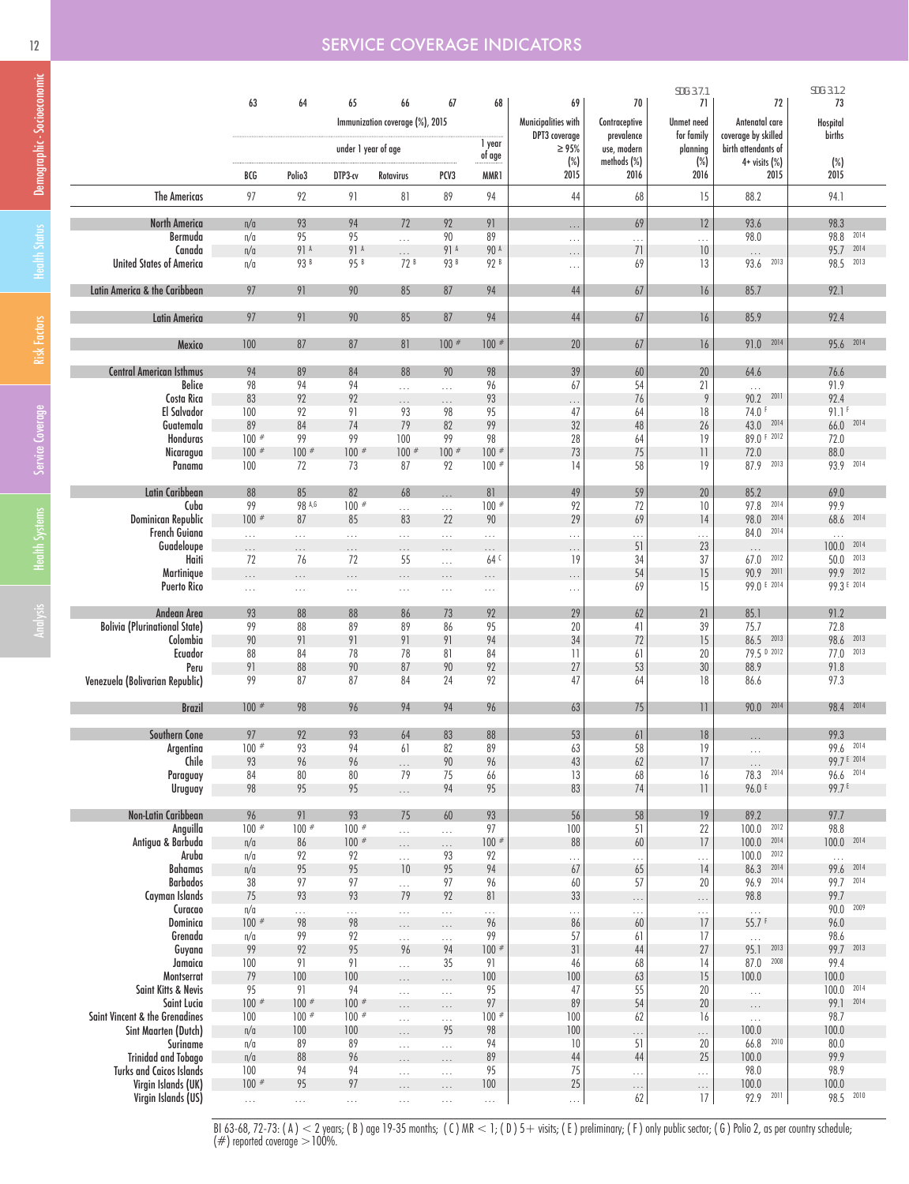# SERVICE COVERAGE INDICATORS

| | 63 | 64 | 65 | 66 | 67 | 68 | 69 | 70 | SDG 3.7.1 71 | 72 | SDG 3.1.2 73 |
|---|---|---|---|---|---|---|---|---|---|---|---|
| | Immunization coverage (%), 2015 | | | | | | Municipalities with DPT3 coverage ≥ 95% (%) | Contraceptive prevalence use, modern methods (%) | Unmet need for family planning (%) | Antenatal care coverage by skilled birth attendants of 4+ visits (%) | Hospital births (%) |
| | under 1 year of age | | | | | 1 year of age | | | | | |
| | BCG | Polio3 | DTP3-cv | Rotavirus | PCV3 | MMR1 | 2015 | 2016 | 2016 | 2015 | 2015 |
| The Americas | 97 | 92 | 91 | 81 | 89 | 94 | 44 | 68 | 15 | 88.2 | 94.1 |
| North America | n/a | 93 | 94 | 72 | 92 | 91 | ... | 69 | 12 | 93.6 | 98.3 |
| Bermuda | n/a | 95 | 95 | ... | 90 | 89 | ... | ... | ... | 98.0 | 98.8 2014 |
| Canada | n/a | 91 A | 91 A | ... | 91 A | 90 A | ... | 71 | 10 | ... | 95.7 2014 |
| United States of America | n/a | 93 B | 95 B | 72 B | 93 B | 92 B | ... | 69 | 13 | 93.6 2013 | 98.5 2013 |
| Latin America & the Caribbean | 97 | 91 | 90 | 85 | 87 | 94 | 44 | 67 | 16 | 85.7 | 92.1 |
| Latin America | 97 | 91 | 90 | 85 | 87 | 94 | 44 | 67 | 16 | 85.9 | 92.4 |
| Mexico | 100 | 87 | 87 | 81 | 100 # | 100 # | 20 | 67 | 16 | 91.0 2014 | 95.6 2014 |
| Central American Isthmus | 94 | 89 | 84 | 88 | 90 | 98 | 39 | 60 | 20 | 64.6 | 76.6 |
| Belize | 98 | 94 | 94 | ... | ... | 96 | 67 | 54 | 21 | ... | 91.9 |
| Costa Rica | 83 | 92 | 92 | ... | ... | 93 | ... | 76 | 9 | 90.2 2011 | 92.4 |
| El Salvador | 100 | 92 | 91 | 93 | 98 | 95 | 47 | 64 | 18 | 74.0 F | 91.1 F |
| Guatemala | 89 | 84 | 74 | 79 | 82 | 99 | 32 | 48 | 26 | 43.0 2014 | 66.0 2014 |
| Honduras | 100 # | 99 | 99 | 100 | 99 | 98 | 28 | 64 | 19 | 89.0 F 2012 | 72.0 |
| Nicaragua | 100 # | 100 # | 100 # | 100 # | 100 # | 100 # | 73 | 75 | 11 | 72.0 | 88.0 |
| Panama | 100 | 72 | 73 | 87 | 92 | 100 # | 14 | 58 | 19 | 87.9 2013 | 93.9 2014 |
| Latin Caribbean | 88 | 85 | 82 | 68 | ... | 81 | 49 | 59 | 20 | 85.2 | 69.0 |
| Cuba | 99 | 98 A,G | 100 # | ... | ... | 100 # | 92 | 72 | 10 | 97.8 2014 | 99.9 |
| Dominican Republic | 100 # | 87 | 85 | 83 | 22 | 90 | 29 | 69 | 14 | 98.0 2014 | 68.6 2014 |
| French Guiana | ... | ... | ... | ... | ... | ... | ... | ... | ... | 84.0 2014 | ... |
| Guadeloupe | ... | ... | ... | ... | ... | ... | ... | 51 | 23 | ... | 100.0 2014 |
| Haiti | 72 | 76 | 72 | 55 | ... | 64 C | 19 | 34 | 37 | 67.0 2012 | 50.0 2013 |
| Martinique | ... | ... | ... | ... | ... | ... | ... | 54 | 15 | 90.9 2011 | 99.9 2012 |
| Puerto Rico | ... | ... | ... | ... | ... | ... | ... | 69 | 15 | 99.0 E 2014 | 99.3 E 2014 |
| Andean Area | 93 | 88 | 88 | 86 | 73 | 92 | 29 | 62 | 21 | 85.1 | 91.2 |
| Bolivia (Plurinational State) | 99 | 88 | 89 | 89 | 86 | 95 | 20 | 41 | 39 | 75.7 | 72.8 |
| Colombia | 90 | 91 | 91 | 91 | 91 | 94 | 34 | 72 | 15 | 86.5 2013 | 98.6 2013 |
| Ecuador | 88 | 84 | 78 | 78 | 81 | 84 | 11 | 61 | 20 | 79.5 D 2012 | 77.0 2013 |
| Peru | 91 | 88 | 90 | 87 | 90 | 92 | 27 | 53 | 30 | 88.9 | 91.8 |
| Venezuela (Bolivarian Republic) | 99 | 87 | 87 | 84 | 24 | 92 | 47 | 64 | 18 | 86.6 | 97.3 |
| Brazil | 100 # | 98 | 96 | 94 | 94 | 96 | 63 | 75 | 11 | 90.0 2014 | 98.4 2014 |
| Southern Cone | 97 | 92 | 93 | 64 | 83 | 88 | 53 | 61 | 18 | ... | 99.3 |
| Argentina | 100 # | 93 | 94 | 61 | 82 | 89 | 63 | 58 | 19 | ... | 99.6 2014 |
| Chile | 93 | 96 | 96 | ... | 90 | 96 | 43 | 62 | 17 | ... | 99.7 E 2014 |
| Paraguay | 84 | 80 | 80 | 79 | 75 | 66 | 13 | 68 | 16 | 78.3 2014 | 96.6 2014 |
| Uruguay | 98 | 95 | 95 | ... | 94 | 95 | 83 | 74 | 11 | 96.0 E | 99.7 E |
| Non-Latin Caribbean | 96 | 91 | 93 | 75 | 60 | 93 | 56 | 58 | 19 | 89.2 | 97.7 |
| Anguilla | 100 # | 100 # | 100 # | ... | ... | 97 | 100 | 51 | 22 | 100.0 2012 | 98.8 |
| Antigua & Barbuda | n/a | 86 | 100 # | ... | ... | 100 # | 88 | 60 | 17 | 100.0 2014 | 100.0 2014 |
| Aruba | n/a | 92 | 92 | ... | 93 | 92 | ... | ... | ... | 100.0 2012 | ... |
| Bahamas | n/a | 95 | 95 | 10 | 95 | 94 | 67 | 65 | 14 | 86.3 2014 | 99.6 2014 |
| Barbados | 38 | 97 | 97 | ... | 97 | 96 | 60 | 57 | 20 | 96.9 2014 | 99.7 2014 |
| Cayman Islands | 75 | 93 | 93 | 79 | 92 | 81 | 33 | ... | ... | 98.8 | 99.7 |
| Curacao | n/a | ... | ... | ... | ... | ... | ... | ... | ... | ... | 90.0 2009 |
| Dominica | 100 # | 98 | 98 | ... | ... | 96 | 86 | 60 | 17 | 55.7 F | 96.0 |
| Grenada | n/a | 99 | 92 | ... | ... | 99 | 57 | 61 | 17 | ... | 98.6 |
| Guyana | 99 | 92 | 95 | 96 | 94 | 100 # | 31 | 44 | 27 | 95.1 2013 | 99.7 2013 |
| Jamaica | 100 | 91 | 91 | ... | 35 | 91 | 46 | 68 | 14 | 87.0 2008 | 99.4 |
| Montserrat | 79 | 100 | 100 | ... | ... | 100 | 100 | 63 | 15 | 100.0 | 100.0 |
| Saint Kitts & Nevis | 95 | 91 | 94 | ... | ... | 95 | 47 | 55 | 20 | ... | 100.0 2014 |
| Saint Lucia | 100 # | 100 # | 100 # | ... | ... | 97 | 89 | 54 | 20 | ... | 99.1 2014 |
| Saint Vincent & the Grenadines | 100 | 100 # | 100 # | ... | ... | 100 # | 100 | 62 | 16 | ... | 98.7 |
| Sint Maarten (Dutch) | n/a | 100 | 100 | ... | 95 | 98 | 100 | ... | ... | 100.0 | 100.0 |
| Suriname | n/a | 89 | 89 | ... | ... | 94 | 10 | 51 | 20 | 66.8 2010 | 80.0 |
| Trinidad and Tobago | n/a | 88 | 96 | ... | ... | 89 | 44 | 44 | 25 | 100.0 | 99.9 |
| Turks and Caicos Islands | 100 | 94 | 94 | ... | ... | 95 | 75 | ... | ... | 98.0 | 98.9 |
| Virgin Islands (UK) | 100 # | 95 | 97 | ... | ... | 100 | 25 | ... | ... | 100.0 | 100.0 |
| Virgin Islands (US) | ... | ... | ... | ... | ... | ... | ... | 62 | 17 | 92.9 2011 | 98.5 2010 |

BI 63-68, 72-73: (A) < 2 years; (B) age 19-35 months; (C) MR < 1; (D) 5+ visits; (E) preliminary; (F) only public sector; (G) Polio 2, as per country schedule; (#) reported coverage >100%.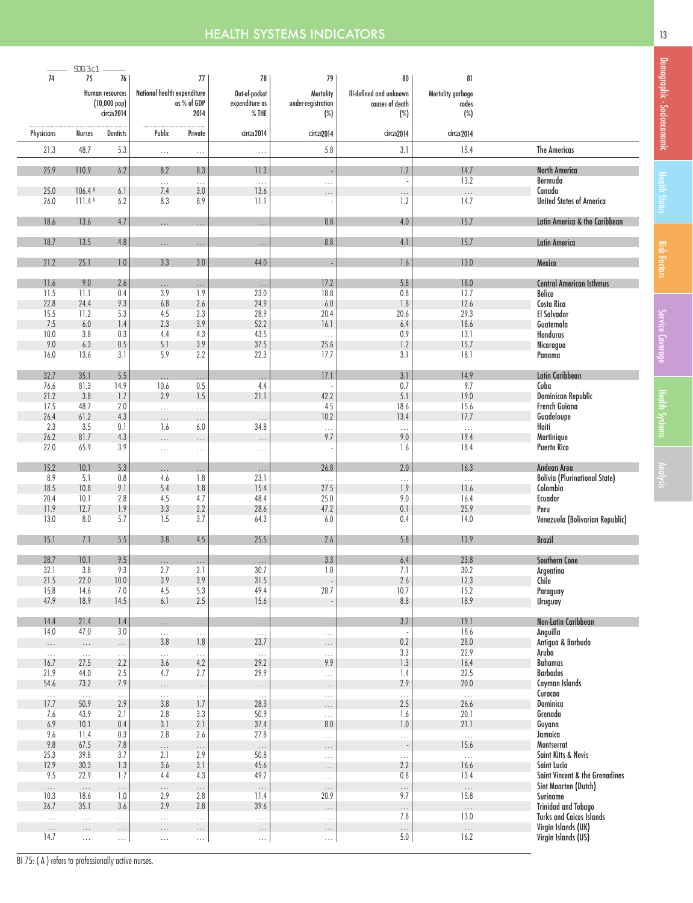# HEALTH SYSTEMS INDICATORS

| 74 | 75 (SDG 3.c1) | 76 | 77 | | 78 | 79 | 80 | 81 | |
|---|---|---|---|---|---|---|---|---|---|
| Human resources (10,000 pop) circa 2014 | | | National health expenditure as % of GDP 2014 | | Out-of-pocket expenditure as % THE | Mortality under-registration (%) | Ill-defined and unknown causes of death (%) | Mortality garbage codes (%) | |
| Physicians | Nurses | Dentists | Public | Private | circa 2014 | circa 2014 | circa 2014 | circa 2014 | |
| 21.3 | 48.7 | 5.3 | ... | ... | ... | 5.8 | 3.1 | 15.4 | The Americas |
| 25.9 | 110.9 | 6.2 | 8.2 | 8.3 | 11.3 | - | 1.2 | 14.7 | North America |
| | | | ... | ... | ... | ... | - | 13.2 | Bermuda |
| 25.0 | 106.4 A | 6.1 | 7.4 | 3.0 | 13.6 | ... | ... | ... | Canada |
| 26.0 | 111.4 A | 6.2 | 8.3 | 8.9 | 11.1 | - | 1.2 | 14.7 | United States of America |
| 18.6 | 13.6 | 4.7 | ... | ... | ... | 8.8 | 4.0 | 15.7 | Latin America & the Caribbean |
| 18.7 | 13.5 | 4.8 | ... | ... | ... | 8.8 | 4.1 | 15.7 | Latin America |
| 21.2 | 25.1 | 1.0 | 3.3 | 3.0 | 44.0 | - | 1.6 | 13.0 | Mexico |
| 11.6 | 9.0 | 2.6 | ... | ... | ... | 17.2 | 5.8 | 18.0 | Central American Isthmus |
| 11.5 | 11.1 | 0.4 | 3.9 | 1.9 | 23.0 | 18.8 | 0.8 | 12.7 | Belize |
| 22.8 | 24.4 | 9.3 | 6.8 | 2.6 | 24.9 | 6.0 | 1.8 | 12.6 | Costa Rica |
| 15.5 | 11.2 | 5.3 | 4.5 | 2.3 | 28.9 | 20.4 | 20.6 | 29.3 | El Salvador |
| 7.5 | 6.0 | 1.4 | 2.3 | 3.9 | 52.2 | 16.1 | 6.4 | 18.6 | Guatemala |
| 10.0 | 3.8 | 0.3 | 4.4 | 4.3 | 43.5 | ... | 0.9 | 13.1 | Honduras |
| 9.0 | 6.3 | 0.5 | 5.1 | 3.9 | 37.5 | 25.6 | 1.2 | 15.7 | Nicaragua |
| 16.0 | 13.6 | 3.1 | 5.9 | 2.2 | 22.3 | 17.7 | 3.1 | 18.1 | Panama |
| 32.7 | 35.1 | 5.5 | ... | ... | ... | 17.1 | 3.1 | 14.9 | Latin Caribbean |
| 76.6 | 81.3 | 14.9 | 10.6 | 0.5 | 4.4 | - | 0.7 | 9.7 | Cuba |
| 21.2 | 3.8 | 1.7 | 2.9 | 1.5 | 21.1 | 42.2 | 5.1 | 19.0 | Dominican Republic |
| 17.5 | 48.7 | 2.0 | ... | ... | ... | 4.5 | 18.6 | 15.6 | French Guiana |
| 26.4 | 61.2 | 4.3 | ... | ... | ... | 10.2 | 13.4 | 17.7 | Guadeloupe |
| 2.3 | 3.5 | 0.1 | 1.6 | 6.0 | 34.8 | ... | ... | ... | Haiti |
| 26.2 | 81.7 | 4.3 | ... | ... | ... | 9.7 | 9.0 | 19.4 | Martinique |
| 22.0 | 65.9 | 3.9 | ... | ... | ... | - | 1.6 | 18.4 | Puerto Rico |
| 15.2 | 10.1 | 5.3 | ... | ... | ... | 26.8 | 2.0 | 16.3 | Andean Area |
| 8.9 | 5.1 | 0.8 | 4.6 | 1.8 | 23.1 | ... | ... | ... | Bolivia (Plurinational State) |
| 18.5 | 10.8 | 9.1 | 5.4 | 1.8 | 15.4 | 27.5 | 1.9 | 11.6 | Colombia |
| 20.4 | 10.1 | 2.8 | 4.5 | 4.7 | 48.4 | 25.0 | 9.0 | 16.4 | Ecuador |
| 11.9 | 12.7 | 1.9 | 3.3 | 2.2 | 28.6 | 47.2 | 0.1 | 25.9 | Peru |
| 13.0 | 8.0 | 5.7 | 1.5 | 3.7 | 64.3 | 6.0 | 0.4 | 14.0 | Venezuela (Bolivarian Republic) |
| 15.1 | 7.1 | 5.5 | 3.8 | 4.5 | 25.5 | 2.6 | 5.8 | 13.9 | Brazil |
| 28.7 | 10.1 | 9.5 | ... | ... | ... | 3.3 | 6.4 | 23.8 | Southern Cone |
| 32.1 | 3.8 | 9.3 | 2.7 | 2.1 | 30.7 | 1.0 | 7.1 | 30.2 | Argentina |
| 21.5 | 22.0 | 10.0 | 3.9 | 3.9 | 31.5 | - | 2.6 | 12.3 | Chile |
| 15.8 | 14.6 | 7.0 | 4.5 | 5.3 | 49.4 | 28.7 | 10.7 | 15.2 | Paraguay |
| 47.9 | 18.9 | 14.5 | 6.1 | 2.5 | 15.6 | - | 8.8 | 18.9 | Uruguay |
| 14.4 | 21.4 | 1.4 | ... | ... | ... | ... | 3.2 | 19.1 | Non-Latin Caribbean |
| 14.0 | 47.0 | 3.0 | ... | ... | ... | ... | - | 18.6 | Anguilla |
| ... | ... | ... | 3.8 | 1.8 | 23.7 | ... | 0.2 | 28.0 | Antigua & Barbuda |
| ... | ... | ... | ... | ... | ... | ... | 3.3 | 22.9 | Aruba |
| 16.7 | 27.5 | 2.2 | 3.6 | 4.2 | 29.2 | 9.9 | 1.3 | 16.4 | Bahamas |
| 21.9 | 44.0 | 2.5 | 4.7 | 2.7 | 29.9 | ... | 1.4 | 22.5 | Barbados |
| 54.6 | 73.2 | 7.9 | ... | ... | ... | ... | 2.9 | 20.0 | Cayman Islands |
| ... | ... | ... | ... | ... | ... | ... | ... | ... | Curacao |
| 17.7 | 50.9 | 2.9 | 3.8 | 1.7 | 28.3 | ... | 2.5 | 26.6 | Dominica |
| 7.6 | 43.9 | 2.1 | 2.8 | 3.3 | 50.9 | ... | 1.6 | 20.1 | Grenada |
| 6.9 | 10.1 | 0.4 | 3.1 | 2.1 | 37.4 | 8.0 | 1.0 | 21.1 | Guyana |
| 9.6 | 11.4 | 0.3 | 2.8 | 2.6 | 27.8 | ... | ... | ... | Jamaica |
| 9.8 | 67.5 | 7.8 | ... | ... | ... | ... | - | 15.6 | Montserrat |
| 25.3 | 39.8 | 3.7 | 2.1 | 2.9 | 50.8 | ... | ... | ... | Saint Kitts & Nevis |
| 12.9 | 30.3 | 1.3 | 3.6 | 3.1 | 45.6 | ... | 2.2 | 16.6 | Saint Lucia |
| 9.5 | 22.9 | 1.7 | 4.4 | 4.3 | 49.2 | ... | 0.8 | 13.4 | Saint Vincent & the Grenadines |
| ... | ... | ... | ... | ... | ... | ... | ... | ... | Sint Maarten (Dutch) |
| 10.3 | 18.6 | 1.0 | 2.9 | 2.8 | 11.4 | 20.9 | 9.7 | 15.8 | Suriname |
| 26.7 | 35.1 | 3.6 | 2.9 | 2.8 | 39.6 | ... | ... | ... | Trinidad and Tobago |
| ... | ... | ... | ... | ... | ... | ... | 7.8 | 13.0 | Turks and Caicos Islands |
| ... | ... | ... | ... | ... | ... | ... | ... | ... | Virgin Islands (UK) |
| 14.7 | ... | ... | ... | ... | ... | ... | 5.0 | 16.2 | Virgin Islands (US) |

BI 75: ( A ) refers to professionally active nurses.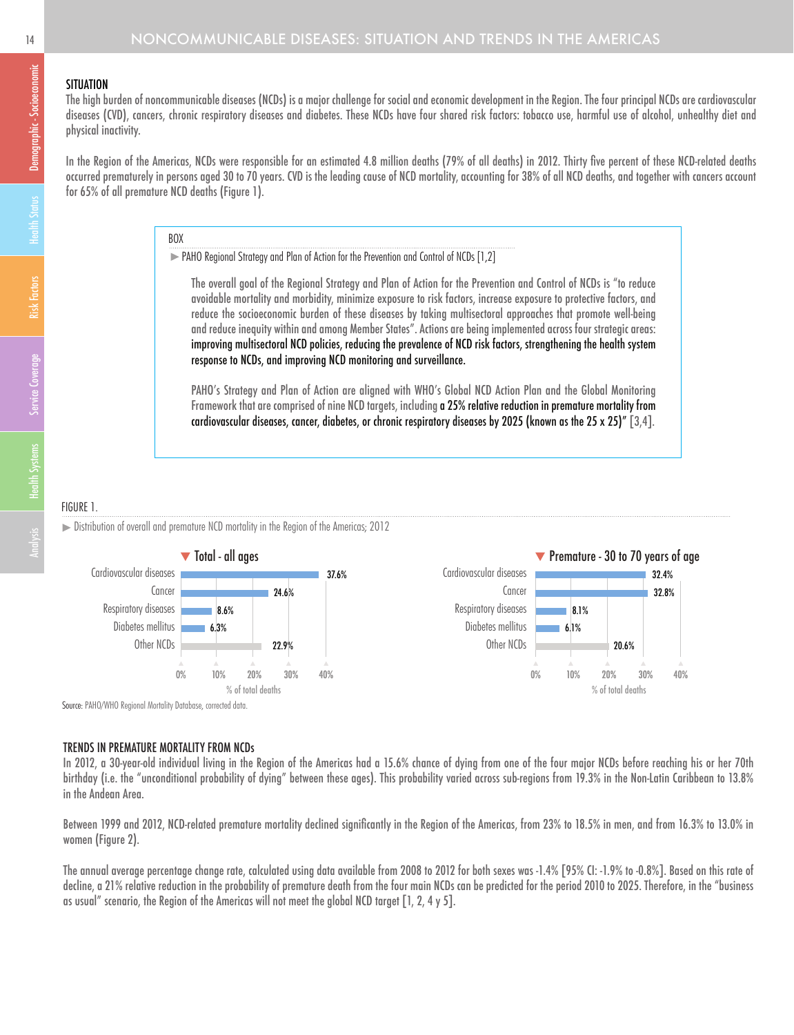## SITUATION

The high burden of noncommunicable diseases (NCDs) is a major challenge for social and economic development in the Region. The four principal NCDs are cardiovascular diseases (CVD), cancers, chronic respiratory diseases and diabetes. These NCDs have four shared risk factors: tobacco use, harmful use of alcohol, unhealthy diet and physical inactivity.

In the Region of the Americas, NCDs were responsible for an estimated 4.8 million deaths (79% of all deaths) in 2012. Thirty five percent of these NCD-related deaths occurred prematurely in persons aged 30 to 70 years. CVD is the leading cause of NCD mortality, accounting for 38% of all NCD deaths, and together with cancers account for 65% of all premature NCD deaths (Figure 1).

> BOX
>
> ▶ PAHO Regional Strategy and Plan of Action for the Prevention and Control of NCDs [1,2]
>
> The overall goal of the Regional Strategy and Plan of Action for the Prevention and Control of NCDs is "to reduce avoidable mortality and morbidity, minimize exposure to risk factors, increase exposure to protective factors, and reduce the socioeconomic burden of these diseases by taking multisectoral approaches that promote well-being and reduce inequity within and among Member States". Actions are being implemented across four strategic areas: **improving multisectoral NCD policies, reducing the prevalence of NCD risk factors, strengthening the health system response to NCDs, and improving NCD monitoring and surveillance.**
>
> PAHO's Strategy and Plan of Action are aligned with WHO's Global NCD Action Plan and the Global Monitoring Framework that are comprised of nine NCD targets, including **a 25% relative reduction in premature mortality from cardiovascular diseases, cancer, diabetes, or chronic respiratory diseases by 2025 (known as the 25 x 25)"** [3,4].

FIGURE 1.

▶ Distribution of overall and premature NCD mortality in the Region of the Americas; 2012

| Cause | Total - all ages (% of total deaths) | Premature - 30 to 70 years of age (% of total deaths) |
|---|---|---|
| Cardiovascular diseases | 37.6% | 32.4% |
| Cancer | 24.6% | 32.8% |
| Respiratory diseases | 8.6% | 8.1% |
| Diabetes mellitus | 6.3% | 6.1% |
| Other NCDs | 22.9% | 20.6% |

Source: PAHO/WHO Regional Mortality Database, corrected data.

## TRENDS IN PREMATURE MORTALITY FROM NCDs

In 2012, a 30-year-old individual living in the Region of the Americas had a 15.6% chance of dying from one of the four major NCDs before reaching his or her 70th birthday (i.e. the "unconditional probability of dying" between these ages). This probability varied across sub-regions from 19.3% in the Non-Latin Caribbean to 13.8% in the Andean Area.

Between 1999 and 2012, NCD-related premature mortality declined significantly in the Region of the Americas, from 23% to 18.5% in men, and from 16.3% to 13.0% in women (Figure 2).

The annual average percentage change rate, calculated using data available from 2008 to 2012 for both sexes was -1.4% [95% CI: -1.9% to -0.8%]. Based on this rate of decline, a 21% relative reduction in the probability of premature death from the four main NCDs can be predicted for the period 2010 to 2025. Therefore, in the "business as usual" scenario, the Region of the Americas will not meet the global NCD target [1, 2, 4 y 5].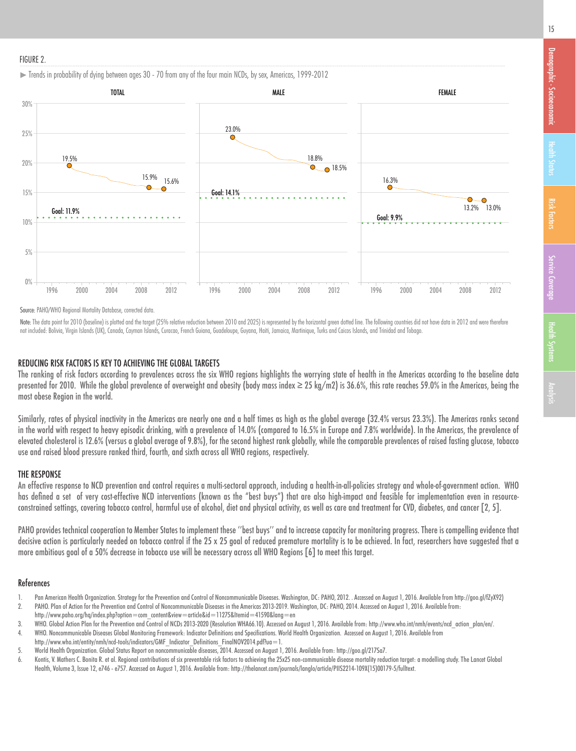FIGURE 2.

► Trends in probability of dying between ages 30 - 70 from any of the four main NCDs, by sex, Americas, 1999-2012

Source: PAHO/WHO Regional Mortality Database, corrected data.

Note: The data point for 2010 (baseline) is plotted and the target (25% relative reduction between 2010 and 2025) is represented by the horizontal green dotted line. The following countries did not have data in 2012 and were therefore not included: Bolivia, Virgin Islands (UK), Canada, Cayman Islands, Curacao, French Guiana, Guadeloupe, Guyana, Haiti, Jamaica, Martinique, Turks and Caicos Islands, and Trinidad and Tobago.

## REDUCING RISK FACTORS IS KEY TO ACHIEVING THE GLOBAL TARGETS

The ranking of risk factors according to prevalences across the six WHO regions highlights the worrying state of health in the Americas according to the baseline data presented for 2010. While the global prevalence of overweight and obesity (body mass index ≥ 25 kg/m2) is 36.6%, this rate reaches 59.0% in the Americas, being the most obese Region in the world.

Similarly, rates of physical inactivity in the Americas are nearly one and a half times as high as the global average (32.4% versus 23.3%). The Americas ranks second in the world with respect to heavy episodic drinking, with a prevalence of 14.0% (compared to 16.5% in Europe and 7.8% worldwide). In the Americas, the prevalence of elevated cholesterol is 12.6% (versus a global average of 9.8%), for the second highest rank globally, while the comparable prevalences of raised fasting glucose, tobacco use and raised blood pressure ranked third, fourth, and sixth across all WHO regions, respectively.

## THE RESPONSE

An effective response to NCD prevention and control requires a multi-sectoral approach, including a health-in-all-policies strategy and whole-of-government action. WHO has defined a set of very cost-effective NCD interventions (known as the "best buys") that are also high-impact and feasible for implementation even in resource-constrained settings, covering tobacco control, harmful use of alcohol, diet and physical activity, as well as care and treatment for CVD, diabetes, and cancer [2, 5].

PAHO provides technical cooperation to Member States to implement these ''best buys'' and to increase capacity for monitoring progress. There is compelling evidence that decisive action is particularly needed on tobacco control if the 25 x 25 goal of reduced premature mortality is to be achieved. In fact, researchers have suggested that a more ambitious goal of a 50% decrease in tobacco use will be necessary across all WHO Regions [6] to meet this target.

## References

1. Pan American Health Organization. Strategy for the Prevention and Control of Noncommunicable Diseases. Washington, DC: PAHO, 2012. . Accessed on August 1, 2016. Available from http://goo.gl/fZyX92)
2. PAHO. Plan of Action for the Prevention and Control of Noncommunicable Diseases in the Americas 2013-2019. Washington, DC: PAHO, 2014. Accessed on August 1, 2016. Available from: http://www.paho.org/hq/index.php?option=com_content&view=article&id=11275&Itemid=41590&lang=en
3. WHO. Global Action Plan for the Prevention and Control of NCDs 2013-2020 (Resolution WHA66.10). Accessed on August 1, 2016. Available from: http://www.who.int/nmh/events/ncd_action_plan/en/.
4. WHO. Noncommunicable Diseases Global Monitoring Framework: Indicator Definitions and Specifications. World Health Organization. Accessed on August 1, 2016. Available from http://www.who.int/entity/nmh/ncd-tools/indicators/GMF_Indicator_Definitions_FinalNOV2014.pdf?ua=1.
5. World Health Organization. Global Status Report on noncommunicable diseases, 2014. Accessed on August 1, 2016. Available from: http://goo.gl/217Sa7.
6. Kontis, V. Mathers C. Bonita R. et al. Regional contributions of six preventable risk factors to achieving the 25x25 non-communicable disease mortality reduction target: a modelling study. The Lancet Global Health, Volume 3, Issue 12, e746 - e757. Accessed on August 1, 2016. Available from: http://thelancet.com/journals/langlo/article/PIIS2214-109X(15)00179-5/fulltext.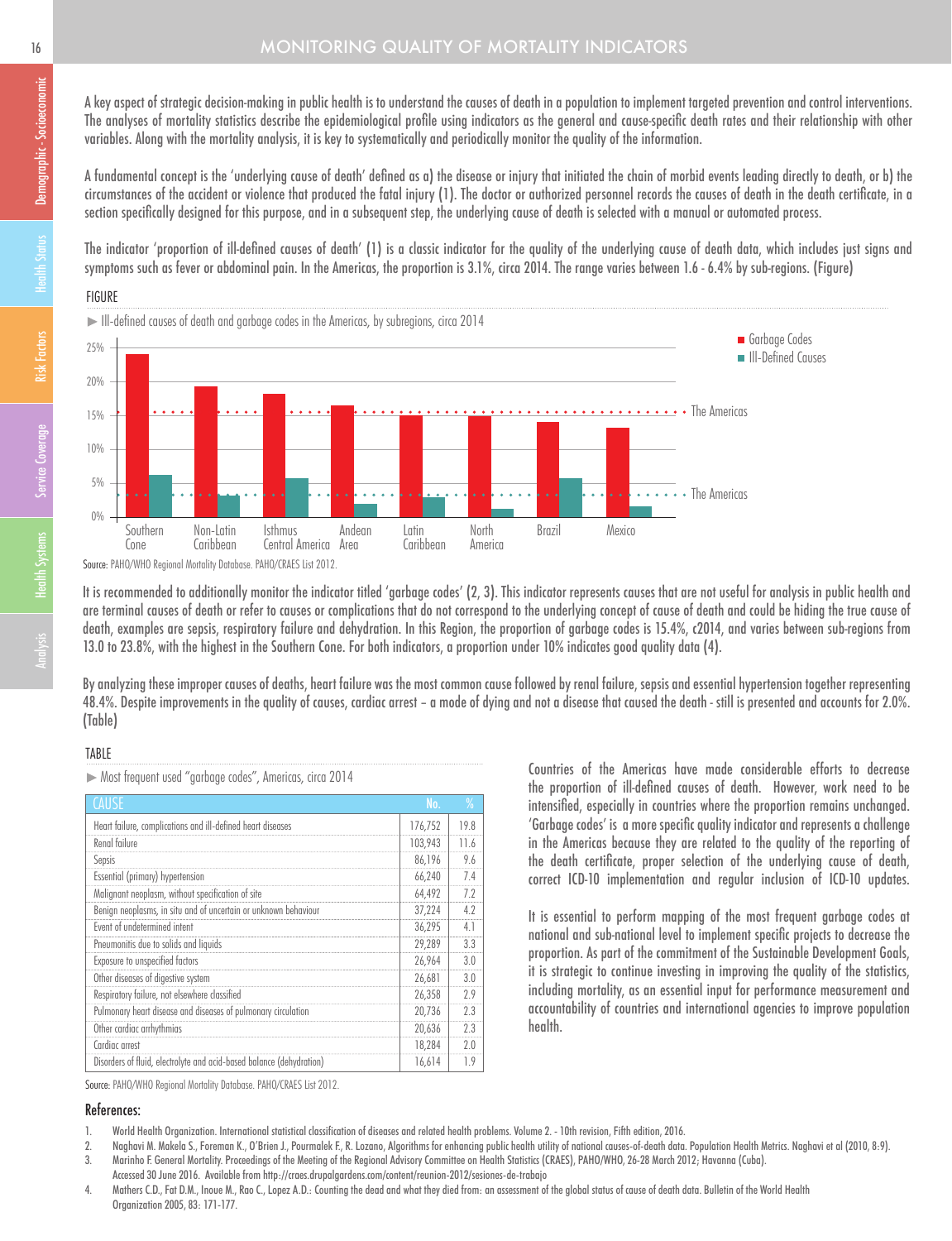# MONITORING QUALITY OF MORTALITY INDICATORS

A key aspect of strategic decision-making in public health is to understand the causes of death in a population to implement targeted prevention and control interventions. The analyses of mortality statistics describe the epidemiological profile using indicators as the general and cause-specific death rates and their relationship with other variables. Along with the mortality analysis, it is key to systematically and periodically monitor the quality of the information.

A fundamental concept is the 'underlying cause of death' defined as a) the disease or injury that initiated the chain of morbid events leading directly to death, or b) the circumstances of the accident or violence that produced the fatal injury (1). The doctor or authorized personnel records the causes of death in the death certificate, in a section specifically designed for this purpose, and in a subsequent step, the underlying cause of death is selected with a manual or automated process.

The indicator 'proportion of ill-defined causes of death' (1) is a classic indicator for the quality of the underlying cause of death data, which includes just signs and symptoms such as fever or abdominal pain. In the Americas, the proportion is 3.1%, circa 2014. The range varies between 1.6 - 6.4% by sub-regions. (Figure)

FIGURE

▶ Ill-defined causes of death and garbage codes in the Americas, by subregions, circa 2014

Source: PAHO/WHO Regional Mortality Database. PAHO/CRAES List 2012.

It is recommended to additionally monitor the indicator titled 'garbage codes' (2, 3). This indicator represents causes that are not useful for analysis in public health and are terminal causes of death or refer to causes or complications that do not correspond to the underlying concept of cause of death and could be hiding the true cause of death, examples are sepsis, respiratory failure and dehydration. In this Region, the proportion of garbage codes is 15.4%, c2014, and varies between sub-regions from 13.0 to 23.8%, with the highest in the Southern Cone. For both indicators, a proportion under 10% indicates good quality data (4).

By analyzing these improper causes of deaths, heart failure was the most common cause followed by renal failure, sepsis and essential hypertension together representing 48.4%. Despite improvements in the quality of causes, cardiac arrest – a mode of dying and not a disease that caused the death - still is presented and accounts for 2.0%. (Table)

TABLE

▶ Most frequent used "garbage codes", Americas, circa 2014

| CAUSE | No. | % |
|---|---|---|
| Heart failure, complications and ill-defined heart diseases | 176,752 | 19.8 |
| Renal failure | 103,943 | 11.6 |
| Sepsis | 86,196 | 9.6 |
| Essential (primary) hypertension | 66,240 | 7.4 |
| Malignant neoplasm, without specification of site | 64,492 | 7.2 |
| Benign neoplasms, in situ and of uncertain or unknown behaviour | 37,224 | 4.2 |
| Event of undetermined intent | 36,295 | 4.1 |
| Pneumonitis due to solids and liquids | 29,289 | 3.3 |
| Exposure to unspecified factors | 26,964 | 3.0 |
| Other diseases of digestive system | 26,681 | 3.0 |
| Respiratory failure, not elsewhere classified | 26,358 | 2.9 |
| Pulmonary heart disease and diseases of pulmonary circulation | 20,736 | 2.3 |
| Other cardiac arrhythmias | 20,636 | 2.3 |
| Cardiac arrest | 18,284 | 2.0 |
| Disorders of fluid, electrolyte and acid-based balance (dehydration) | 16,614 | 1.9 |

Source: PAHO/WHO Regional Mortality Database. PAHO/CRAES List 2012.

Countries of the Americas have made considerable efforts to decrease the proportion of ill-defined causes of death. However, work need to be intensified, especially in countries where the proportion remains unchanged. 'Garbage codes' is a more specific quality indicator and represents a challenge in the Americas because they are related to the quality of the reporting of the death certificate, proper selection of the underlying cause of death, correct ICD-10 implementation and regular inclusion of ICD-10 updates.

It is essential to perform mapping of the most frequent garbage codes at national and sub-national level to implement specific projects to decrease the proportion. As part of the commitment of the Sustainable Development Goals, it is strategic to continue investing in improving the quality of the statistics, including mortality, as an essential input for performance measurement and accountability of countries and international agencies to improve population health.

## References:

1. World Health Organization. International statistical classification of diseases and related health problems. Volume 2. - 10th revision, Fifth edition, 2016.
2. Naghavi M. Makela S., Foreman K., O'Brien J., Pourmalek F., R. Lozano, Algorithms for enhancing public health utility of national causes-of-death data. Population Health Metrics. Naghavi et al (2010, 8:9).
3. Marinho F. General Mortality. Proceedings of the Meeting of the Regional Advisory Committee on Health Statistics (CRAES), PAHO/WHO, 26-28 March 2012; Havanna (Cuba). Accessed 30 June 2016. Available from http://craes.drupalgardens.com/content/reunion-2012/sesiones-de-trabajo
4. Mathers C.D., Fat D.M., Inoue M., Rao C., Lopez A.D.: Counting the dead and what they died from: an assessment of the global status of cause of death data. Bulletin of the World Health Organization 2005, 83: 171-177.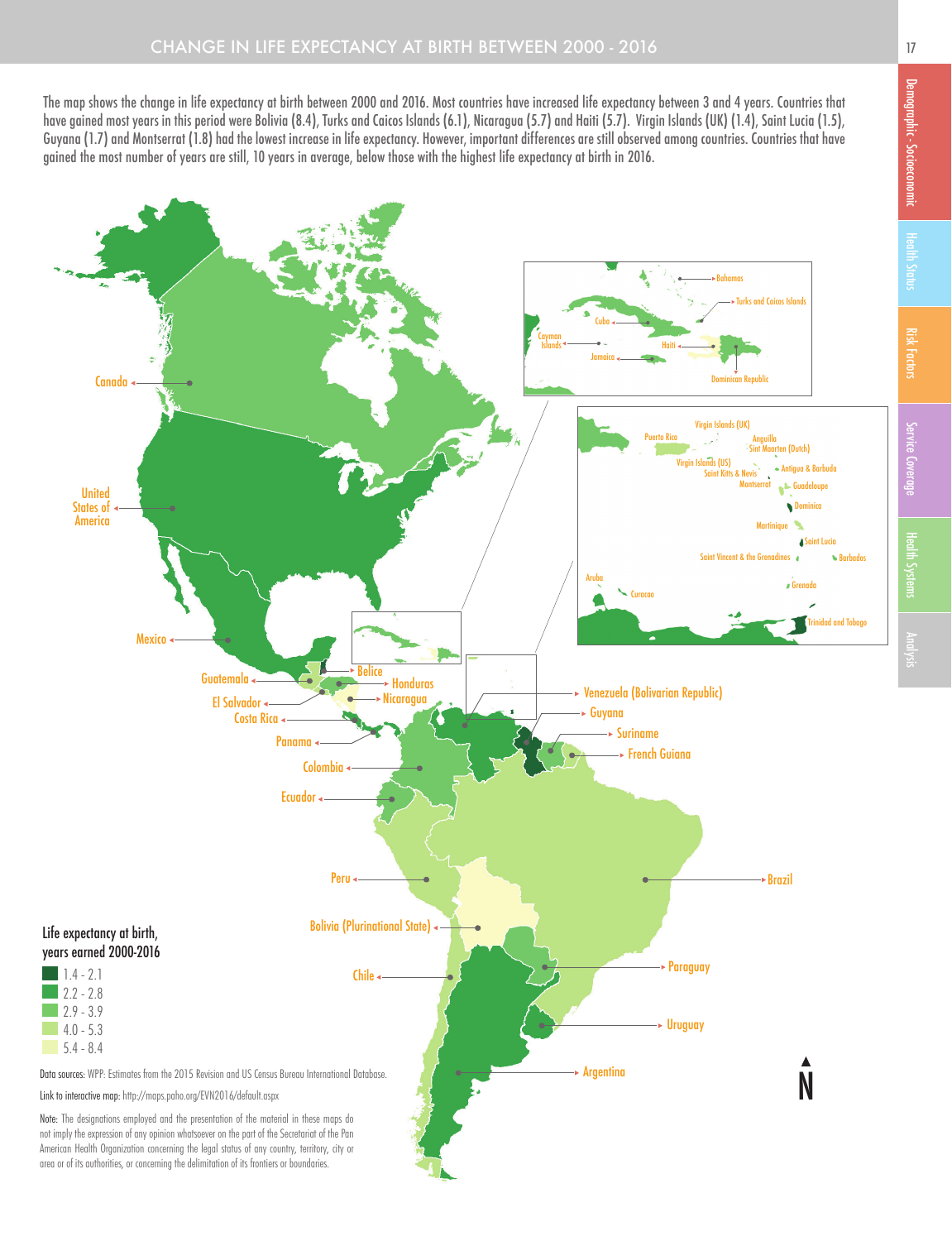# CHANGE IN LIFE EXPECTANCY AT BIRTH BETWEEN 2000 - 2016

The map shows the change in life expectancy at birth between 2000 and 2016. Most countries have increased life expectancy between 3 and 4 years. Countries that have gained most years in this period were Bolivia (8.4), Turks and Caicos Islands (6.1), Nicaragua (5.7) and Haiti (5.7). Virgin Islands (UK) (1.4), Saint Lucia (1.5), Guyana (1.7) and Montserrat (1.8) had the lowest increase in life expectancy. However, important differences are still observed among countries. Countries that have gained the most number of years are still, 10 years in average, below those with the highest life expectancy at birth in 2016.

Life expectancy at birth, years earned 2000-2016

- 1.4 - 2.1
- 2.2 - 2.8
- 2.9 - 3.9
- 4.0 - 5.3
- 5.4 - 8.4

Data sources: WPP: Estimates from the 2015 Revision and US Census Bureau International Database.

Link to interactive map: http://maps.paho.org/EVN2016/default.aspx

Note: The designations employed and the presentation of the material in these maps do not imply the expression of any opinion whatsoever on the part of the Secretariat of the Pan American Health Organization concerning the legal status of any country, territory, city or area or of its authorities, or concerning the delimitation of its frontiers or boundaries.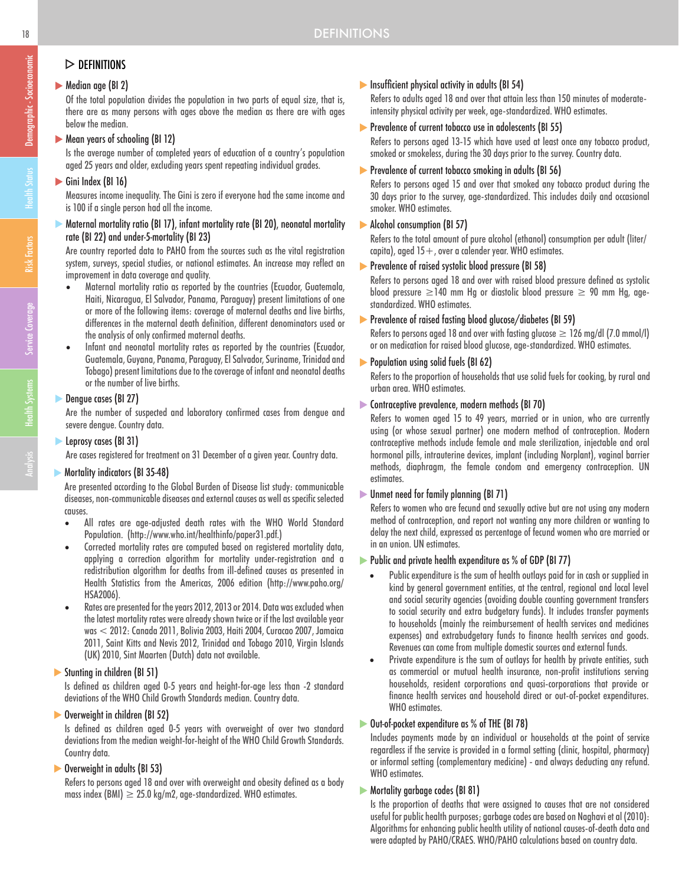## ▷ DEFINITIONS

### Median age (BI 2)

Of the total population divides the population in two parts of equal size, that is, there are as many persons with ages above the median as there are with ages below the median.

### Mean years of schooling (BI 12)

Is the average number of completed years of education of a country's population aged 25 years and older, excluding years spent repeating individual grades.

### Gini Index (BI 16)

Measures income inequality. The Gini is zero if everyone had the same income and is 100 if a single person had all the income.

### Maternal mortality ratio (BI 17), infant mortality rate (BI 20), neonatal mortality rate (BI 22) and under-5-mortality (BI 23)

Are country reported data to PAHO from the sources such as the vital registration system, surveys, special studies, or national estimates. An increase may reflect an improvement in data coverage and quality.

- Maternal mortality ratio as reported by the countries (Ecuador, Guatemala, Haiti, Nicaragua, El Salvador, Panama, Paraguay) present limitations of one or more of the following items: coverage of maternal deaths and live births, differences in the maternal death definition, different denominators used or the analysis of only confirmed maternal deaths.
- Infant and neonatal mortality rates as reported by the countries (Ecuador, Guatemala, Guyana, Panama, Paraguay, El Salvador, Suriname, Trinidad and Tobago) present limitations due to the coverage of infant and neonatal deaths or the number of live births.

### Dengue cases (BI 27)

Are the number of suspected and laboratory confirmed cases from dengue and severe dengue. Country data.

### Leprosy cases (BI 31)

Are cases registered for treatment on 31 December of a given year. Country data.

### Mortality indicators (BI 35-48)

Are presented according to the Global Burden of Disease list study: communicable diseases, non-communicable diseases and external causes as well as specific selected causes.

- All rates are age-adjusted death rates with the WHO World Standard Population. (http://www.who.int/healthinfo/paper31.pdf.)
- Corrected mortality rates are computed based on registered mortality data, applying a correction algorithm for mortality under-registration and a redistribution algorithm for deaths from ill-defined causes as presented in Health Statistics from the Americas, 2006 edition (http://www.paho.org/HSA2006).
- Rates are presented for the years 2012, 2013 or 2014. Data was excluded when the latest mortality rates were already shown twice or if the last available year was < 2012: Canada 2011, Bolivia 2003, Haiti 2004, Curacao 2007, Jamaica 2011, Saint Kitts and Nevis 2012, Trinidad and Tobago 2010, Virgin Islands (UK) 2010, Sint Maarten (Dutch) data not available.

### Stunting in children (BI 51)

Is defined as children aged 0-5 years and height-for-age less than -2 standard deviations of the WHO Child Growth Standards median. Country data.

### Overweight in children (BI 52)

Is defined as children aged 0-5 years with overweight of over two standard deviations from the median weight-for-height of the WHO Child Growth Standards. Country data.

### Overweight in adults (BI 53)

Refers to persons aged 18 and over with overweight and obesity defined as a body mass index (BMI) ≥ 25.0 kg/m2, age-standardized. WHO estimates.

### Insufficient physical activity in adults (BI 54)

Refers to adults aged 18 and over that attain less than 150 minutes of moderate-intensity physical activity per week, age-standardized. WHO estimates.

### Prevalence of current tobacco use in adolescents (BI 55)

Refers to persons aged 13-15 which have used at least once any tobacco product, smoked or smokeless, during the 30 days prior to the survey. Country data.

### Prevalence of current tobacco smoking in adults (BI 56)

Refers to persons aged 15 and over that smoked any tobacco product during the 30 days prior to the survey, age-standardized. This includes daily and occasional smoker. WHO estimates.

### Alcohol consumption (BI 57)

Refers to the total amount of pure alcohol (ethanol) consumption per adult (liter/capita), aged 15+, over a calender year. WHO estimates.

### Prevalence of raised systolic blood pressure (BI 58)

Refers to persons aged 18 and over with raised blood pressure defined as systolic blood pressure ≥140 mm Hg or diastolic blood pressure ≥ 90 mm Hg, age-standardized. WHO estimates.

### Prevalence of raised fasting blood glucose/diabetes (BI 59)

Refers to persons aged 18 and over with fasting glucose ≥ 126 mg/dl (7.0 mmol/l) or on medication for raised blood glucose, age-standardized. WHO estimates.

### Population using solid fuels (BI 62)

Refers to the proportion of households that use solid fuels for cooking, by rural and urban area. WHO estimates.

### Contraceptive prevalence, modern methods (BI 70)

Refers to women aged 15 to 49 years, married or in union, who are currently using (or whose sexual partner) one modern method of contraception. Modern contraceptive methods include female and male sterilization, injectable and oral hormonal pills, intrauterine devices, implant (including Norplant), vaginal barrier methods, diaphragm, the female condom and emergency contraception. UN estimates.

### Unmet need for family planning (BI 71)

Refers to women who are fecund and sexually active but are not using any modern method of contraception, and report not wanting any more children or wanting to delay the next child, expressed as percentage of fecund women who are married or in an union. UN estimates.

### Public and private health expenditure as % of GDP (BI 77)

- Public expenditure is the sum of health outlays paid for in cash or supplied in kind by general government entities, at the central, regional and local level and social security agencies (avoiding double counting government transfers to social security and extra budgetary funds). It includes transfer payments to households (mainly the reimbursement of health services and medicines expenses) and extrabudgetary funds to finance health services and goods. Revenues can come from multiple domestic sources and external funds.
- Private expenditure is the sum of outlays for health by private entities, such as commercial or mutual health insurance, non-profit institutions serving households, resident corporations and quasi-corporations that provide or finance health services and household direct or out-of-pocket expenditures. WHO estimates.

### Out-of-pocket expenditure as % of THE (BI 78)

Includes payments made by an individual or households at the point of service regardless if the service is provided in a formal setting (clinic, hospital, pharmacy) or informal setting (complementary medicine) - and always deducting any refund. WHO estimates.

### Mortality garbage codes (BI 81)

Is the proportion of deaths that were assigned to causes that are not considered useful for public health purposes; garbage codes are based on Naghavi et al (2010): Algorithms for enhancing public health utility of national causes-of-death data and were adapted by PAHO/CRAES. WHO/PAHO calculations based on country data.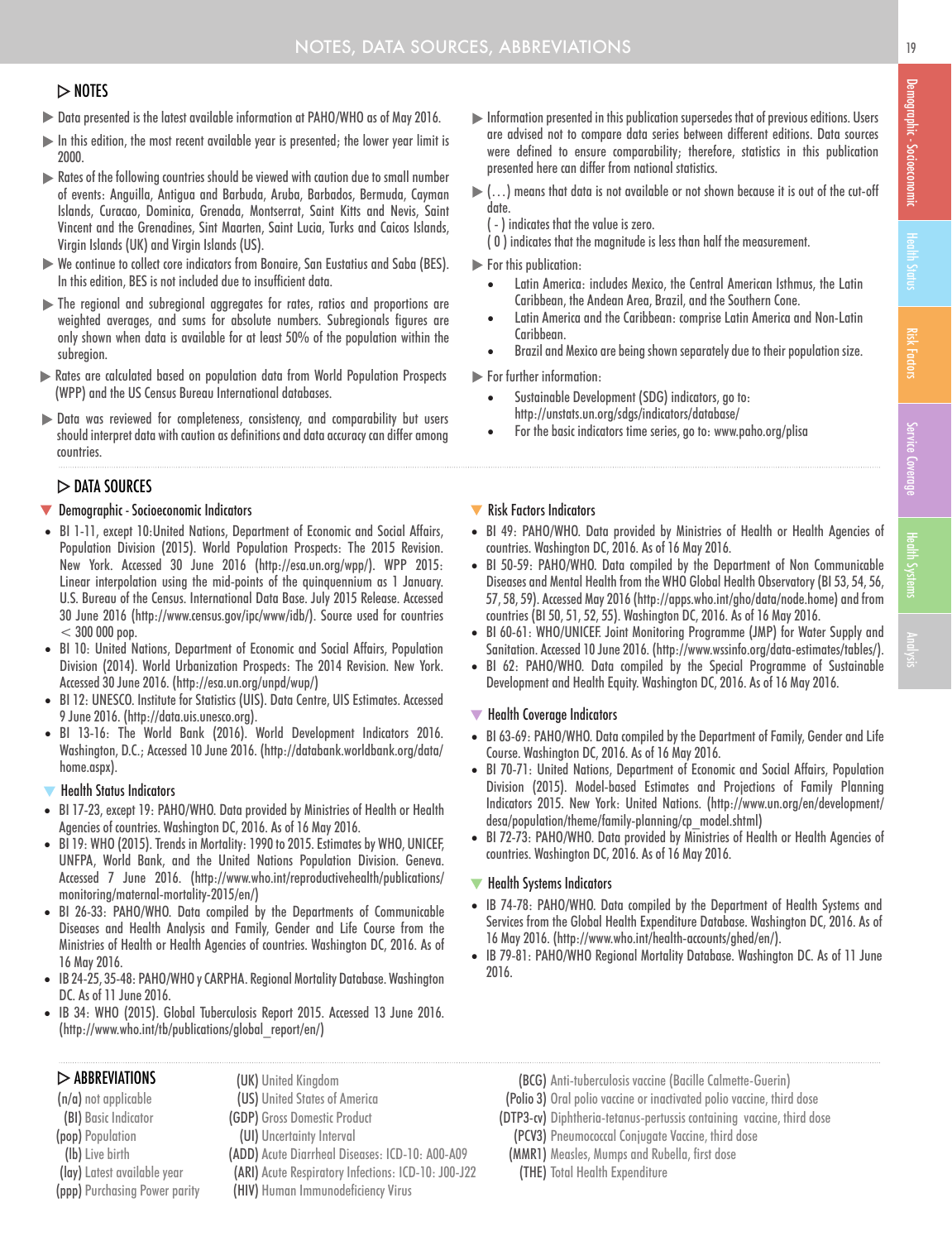# NOTES, DATA SOURCES, ABBREVIATIONS

## ▷ NOTES

- Data presented is the latest available information at PAHO/WHO as of May 2016.
- In this edition, the most recent available year is presented; the lower year limit is 2000.
- Rates of the following countries should be viewed with caution due to small number of events: Anguilla, Antigua and Barbuda, Aruba, Barbados, Bermuda, Cayman Islands, Curacao, Dominica, Grenada, Montserrat, Saint Kitts and Nevis, Saint Vincent and the Grenadines, Sint Maarten, Saint Lucia, Turks and Caicos Islands, Virgin Islands (UK) and Virgin Islands (US).
- We continue to collect core indicators from Bonaire, San Eustatius and Saba (BES). In this edition, BES is not included due to insufficient data.
- The regional and subregional aggregates for rates, ratios and proportions are weighted averages, and sums for absolute numbers. Subregionals figures are only shown when data is available for at least 50% of the population within the subregion.
- Rates are calculated based on population data from World Population Prospects (WPP) and the US Census Bureau International databases.
- Data was reviewed for completeness, consistency, and comparability but users should interpret data with caution as definitions and data accuracy can differ among countries.
- Information presented in this publication supersedes that of previous editions. Users are advised not to compare data series between different editions. Data sources were defined to ensure comparability; therefore, statistics in this publication presented here can differ from national statistics.
- (…) means that data is not available or not shown because it is out of the cut-off date.
  ( - ) indicates that the value is zero.
  ( 0 ) indicates that the magnitude is less than half the measurement.
- For this publication:
  - Latin America: includes Mexico, the Central American Isthmus, the Latin Caribbean, the Andean Area, Brazil, and the Southern Cone.
  - Latin America and the Caribbean: comprise Latin America and Non-Latin Caribbean.
  - Brazil and Mexico are being shown separately due to their population size.
- For further information:
  - Sustainable Development (SDG) indicators, go to: http://unstats.un.org/sdgs/indicators/database/
  - For the basic indicators time series, go to: www.paho.org/plisa

## ▷ DATA SOURCES

### Demographic - Socioeconomic Indicators

- BI 1-11, except 10:United Nations, Department of Economic and Social Affairs, Population Division (2015). World Population Prospects: The 2015 Revision. New York. Accessed 30 June 2016 (http://esa.un.org/wpp/). WPP 2015: Linear interpolation using the mid-points of the quinquennium as 1 January. U.S. Bureau of the Census. International Data Base. July 2015 Release. Accessed 30 June 2016 (http://www.census.gov/ipc/www/idb/). Source used for countries < 300 000 pop.
- BI 10: United Nations, Department of Economic and Social Affairs, Population Division (2014). World Urbanization Prospects: The 2014 Revision. New York. Accessed 30 June 2016. (http://esa.un.org/unpd/wup/)
- BI 12: UNESCO. Institute for Statistics (UIS). Data Centre, UIS Estimates. Accessed 9 June 2016. (http://data.uis.unesco.org).
- BI 13-16: The World Bank (2016). World Development Indicators 2016. Washington, D.C.; Accessed 10 June 2016. (http://databank.worldbank.org/data/home.aspx).

### Health Status Indicators

- BI 17-23, except 19: PAHO/WHO. Data provided by Ministries of Health or Health Agencies of countries. Washington DC, 2016. As of 16 May 2016.
- BI 19: WHO (2015). Trends in Mortality: 1990 to 2015. Estimates by WHO, UNICEF, UNFPA, World Bank, and the United Nations Population Division. Geneva. Accessed 7 June 2016. (http://www.who.int/reproductivehealth/publications/monitoring/maternal-mortality-2015/en/)
- BI 26-33: PAHO/WHO. Data compiled by the Departments of Communicable Diseases and Health Analysis and Family, Gender and Life Course from the Ministries of Health or Health Agencies of countries. Washington DC, 2016. As of 16 May 2016.
- IB 24-25, 35-48: PAHO/WHO y CARPHA. Regional Mortality Database. Washington DC. As of 11 June 2016.
- IB 34: WHO (2015). Global Tuberculosis Report 2015. Accessed 13 June 2016. (http://www.who.int/tb/publications/global_report/en/)

### Risk Factors Indicators

- BI 49: PAHO/WHO. Data provided by Ministries of Health or Health Agencies of countries. Washington DC, 2016. As of 16 May 2016.
- BI 50-59: PAHO/WHO. Data compiled by the Department of Non Communicable Diseases and Mental Health from the WHO Global Health Observatory (BI 53, 54, 56, 57, 58, 59). Accessed May 2016 (http://apps.who.int/gho/data/node.home) and from countries (BI 50, 51, 52, 55). Washington DC, 2016. As of 16 May 2016.
- BI 60-61: WHO/UNICEF. Joint Monitoring Programme (JMP) for Water Supply and Sanitation. Accessed 10 June 2016. (http://www.wssinfo.org/data-estimates/tables/).
- BI 62: PAHO/WHO. Data compiled by the Special Programme of Sustainable Development and Health Equity. Washington DC, 2016. As of 16 May 2016.

### Health Coverage Indicators

- BI 63-69: PAHO/WHO. Data compiled by the Department of Family, Gender and Life Course. Washington DC, 2016. As of 16 May 2016.
- BI 70-71: United Nations, Department of Economic and Social Affairs, Population Division (2015). Model-based Estimates and Projections of Family Planning Indicators 2015. New York: United Nations. (http://www.un.org/en/development/desa/population/theme/family-planning/cp_model.shtml)
- BI 72-73: PAHO/WHO. Data provided by Ministries of Health or Health Agencies of countries. Washington DC, 2016. As of 16 May 2016.

### Health Systems Indicators

- IB 74-78: PAHO/WHO. Data compiled by the Department of Health Systems and Services from the Global Health Expenditure Database. Washington DC, 2016. As of 16 May 2016. (http://www.who.int/health-accounts/ghed/en/).
- IB 79-81: PAHO/WHO Regional Mortality Database. Washington DC. As of 11 June 2016.

## ▷ ABBREVIATIONS

(n/a) not applicable
(BI) Basic Indicator
(pop) Population
(lb) Live birth
(lay) Latest available year
(ppp) Purchasing Power parity
(UK) United Kingdom
(US) United States of America
(GDP) Gross Domestic Product
(UI) Uncertainty Interval
(ADD) Acute Diarrheal Diseases: ICD-10: A00-A09
(ARI) Acute Respiratory Infections: ICD-10: J00-J22
(HIV) Human Immunodeficiency Virus
(BCG) Anti-tuberculosis vaccine (Bacille Calmette-Guerin)
(Polio 3) Oral polio vaccine or inactivated polio vaccine, third dose
(DTP3-cv) Diphtheria-tetanus-pertussis containing vaccine, third dose
(PCV3) Pneumococcal Conjugate Vaccine, third dose
(MMR1) Measles, Mumps and Rubella, first dose
(THE) Total Health Expenditure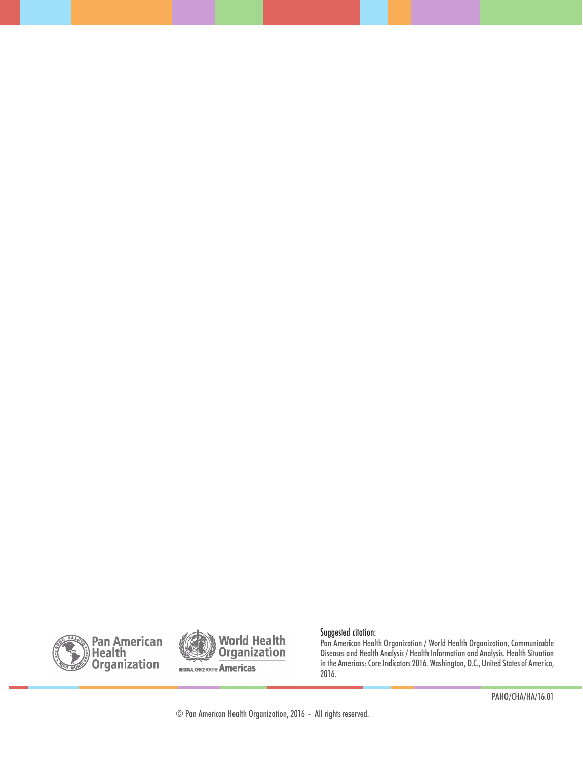Pan American Health Organization

World Health Organization

REGIONAL OFFICE FOR THE Americas

Suggested citation:

Pan American Health Organization / World Health Organization, Communicable Diseases and Health Analysis / Health Information and Analysis. Health Situation in the Americas: Core Indicators 2016. Washington, D.C., United States of America, 2016.

PAHO/CHA/HA/16.01

© Pan American Health Organization, 2016 - All rights reserved.